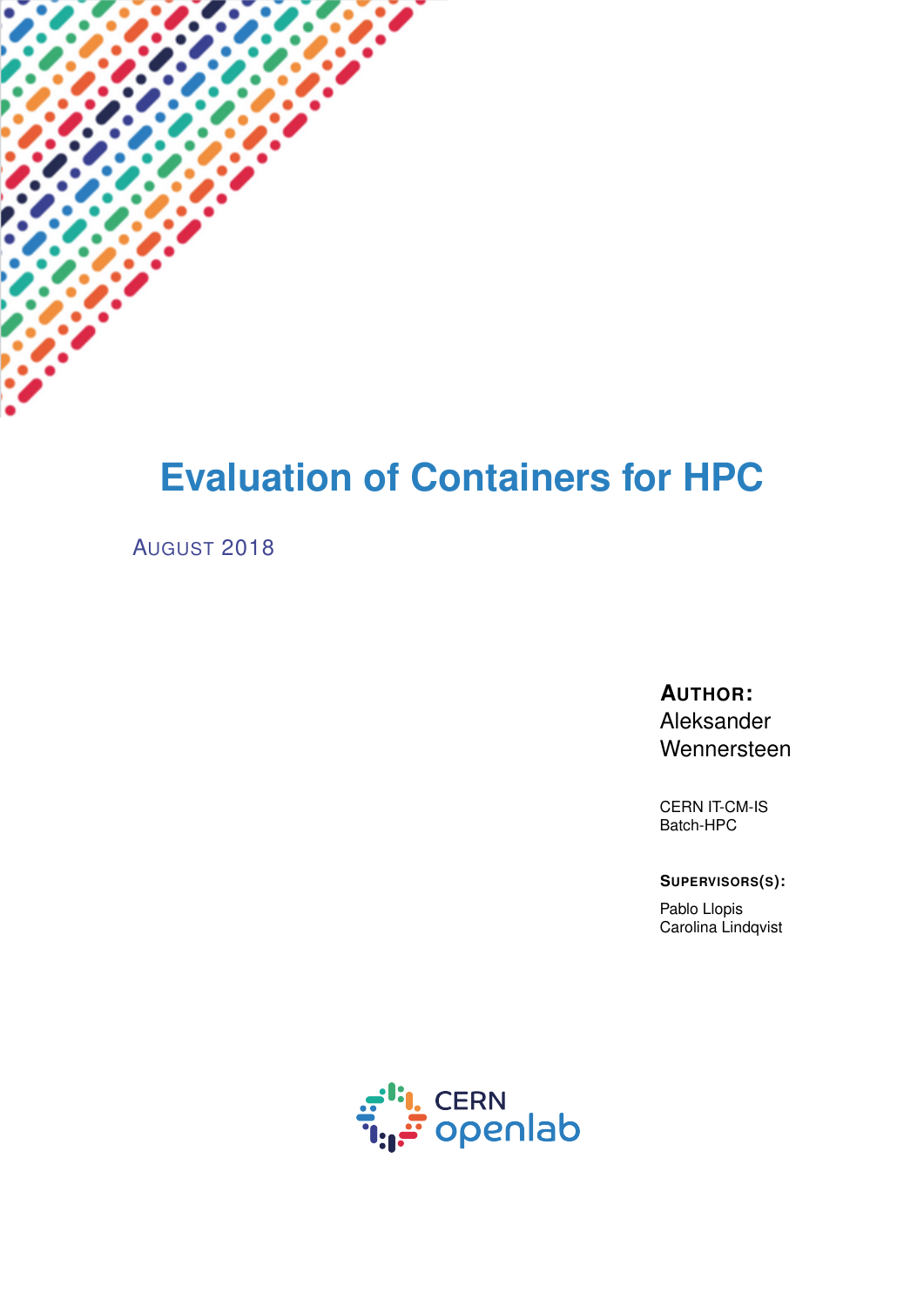# Evaluation of Containers for HPC

AUGUST 2018

**AUTHOR:**
Aleksander Wennersteen

CERN IT-CM-IS
Batch-HPC

**SUPERVISORS(S):**

Pablo Llopis
Carolina Lindqvist

CERN openlab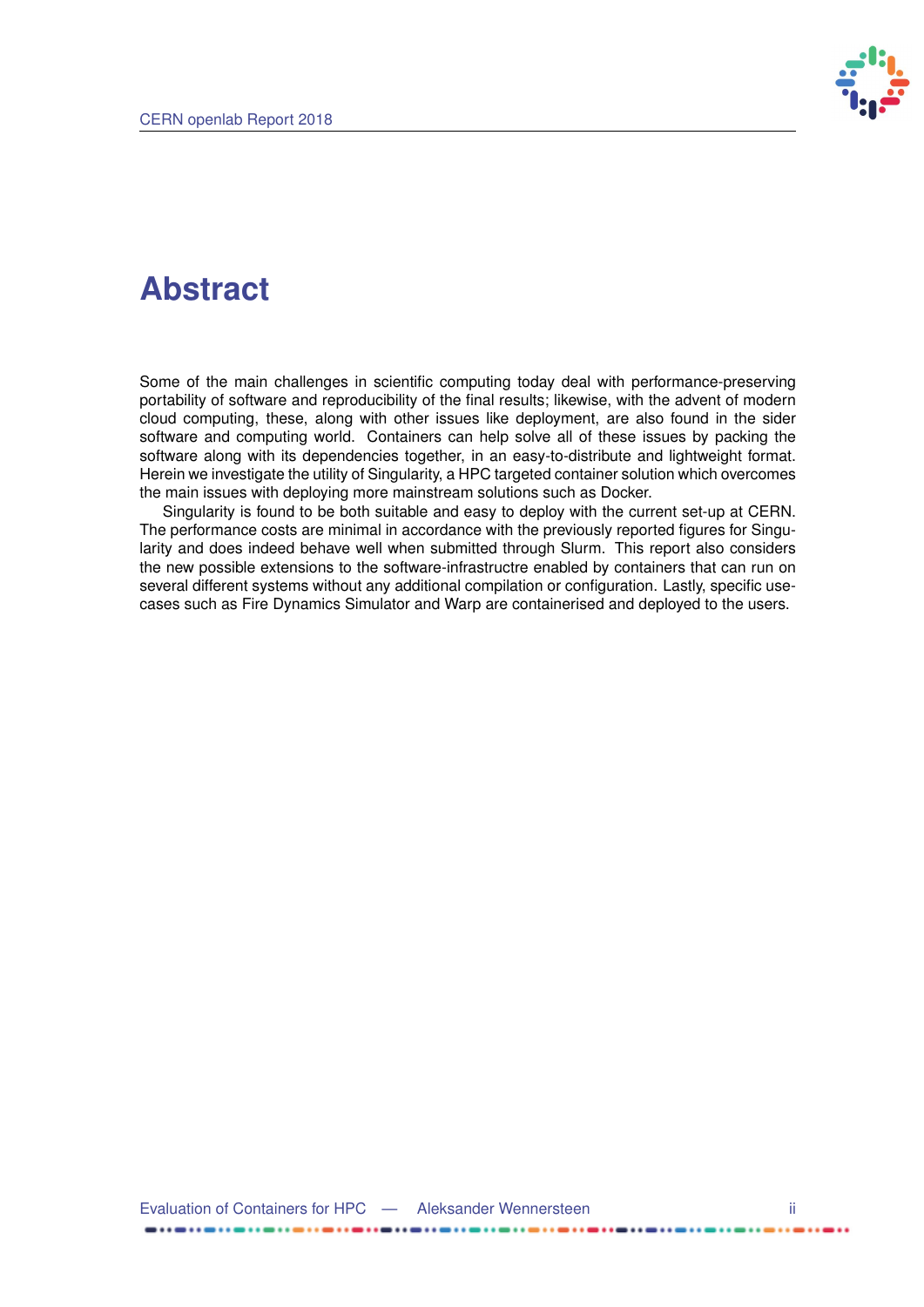# Abstract

Some of the main challenges in scientific computing today deal with performance-preserving portability of software and reproducibility of the final results; likewise, with the advent of modern cloud computing, these, along with other issues like deployment, are also found in the sider software and computing world. Containers can help solve all of these issues by packing the software along with its dependencies together, in an easy-to-distribute and lightweight format. Herein we investigate the utility of Singularity, a HPC targeted container solution which overcomes the main issues with deploying more mainstream solutions such as Docker.

Singularity is found to be both suitable and easy to deploy with the current set-up at CERN. The performance costs are minimal in accordance with the previously reported figures for Singularity and does indeed behave well when submitted through Slurm. This report also considers the new possible extensions to the software-infrastructre enabled by containers that can run on several different systems without any additional compilation or configuration. Lastly, specific use-cases such as Fire Dynamics Simulator and Warp are containerised and deployed to the users.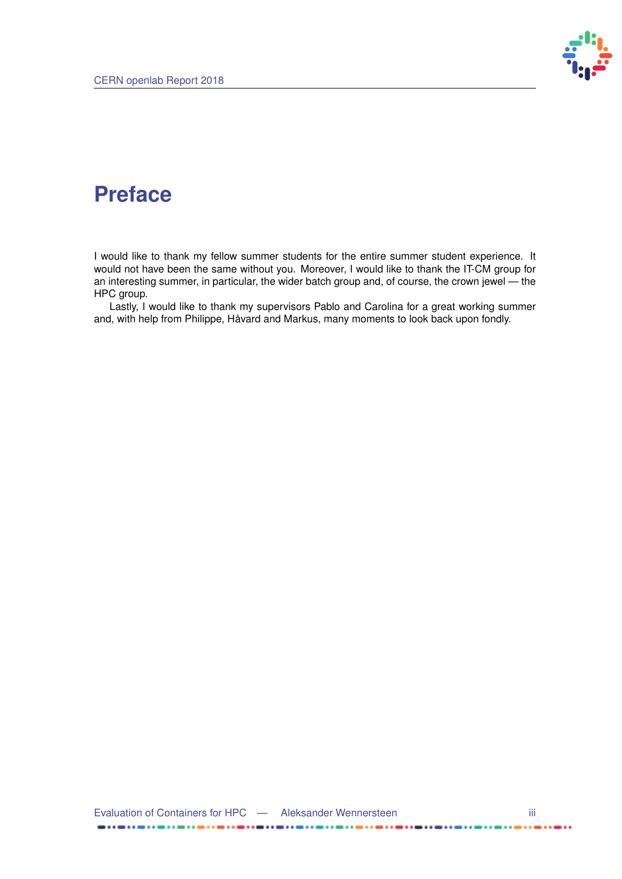# Preface

I would like to thank my fellow summer students for the entire summer student experience. It would not have been the same without you. Moreover, I would like to thank the IT-CM group for an interesting summer, in particular, the wider batch group and, of course, the crown jewel — the HPC group.

Lastly, I would like to thank my supervisors Pablo and Carolina for a great working summer and, with help from Philippe, Håvard and Markus, many moments to look back upon fondly.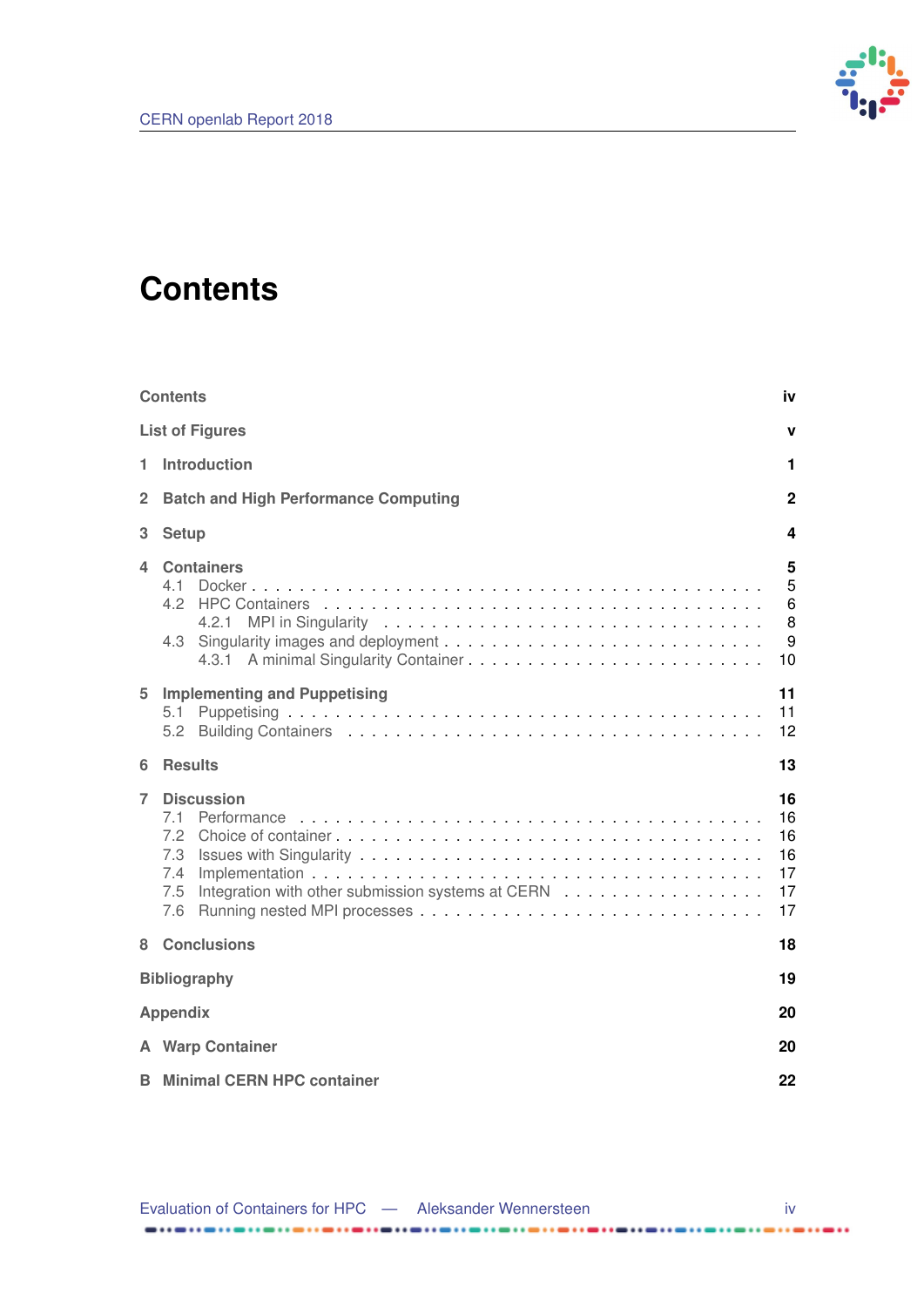# Contents

| | |
|---|---|
| **Contents** | **iv** |
| **List of Figures** | **v** |
| **1 Introduction** | **1** |
| **2 Batch and High Performance Computing** | **2** |
| **3 Setup** | **4** |
| **4 Containers** | **5** |
| 4.1 Docker | 5 |
| 4.2 HPC Containers | 6 |
| 4.2.1 MPI in Singularity | 8 |
| 4.3 Singularity images and deployment | 9 |
| 4.3.1 A minimal Singularity Container | 10 |
| **5 Implementing and Puppetising** | **11** |
| 5.1 Puppetising | 11 |
| 5.2 Building Containers | 12 |
| **6 Results** | **13** |
| **7 Discussion** | **16** |
| 7.1 Performance | 16 |
| 7.2 Choice of container | 16 |
| 7.3 Issues with Singularity | 16 |
| 7.4 Implementation | 17 |
| 7.5 Integration with other submission systems at CERN | 17 |
| 7.6 Running nested MPI processes | 17 |
| **8 Conclusions** | **18** |
| **Bibliography** | **19** |
| **Appendix** | **20** |
| **A Warp Container** | **20** |
| **B Minimal CERN HPC container** | **22** |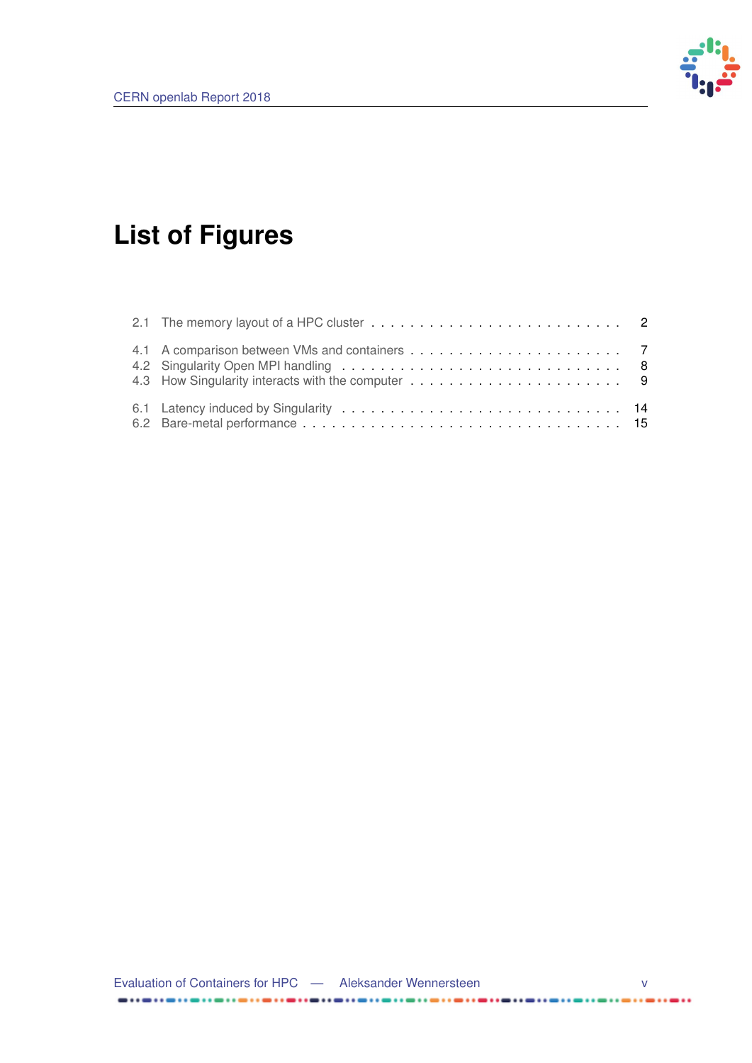# List of Figures

2.1 The memory layout of a HPC cluster . . . . . . . . . . . . . . . . . . . . . . . . . . 2

4.1 A comparison between VMs and containers . . . . . . . . . . . . . . . . . . . . . . 7
4.2 Singularity Open MPI handling . . . . . . . . . . . . . . . . . . . . . . . . . . . . 8
4.3 How Singularity interacts with the computer . . . . . . . . . . . . . . . . . . . . . 9

6.1 Latency induced by Singularity . . . . . . . . . . . . . . . . . . . . . . . . . . . . 14
6.2 Bare-metal performance . . . . . . . . . . . . . . . . . . . . . . . . . . . . . . . . 15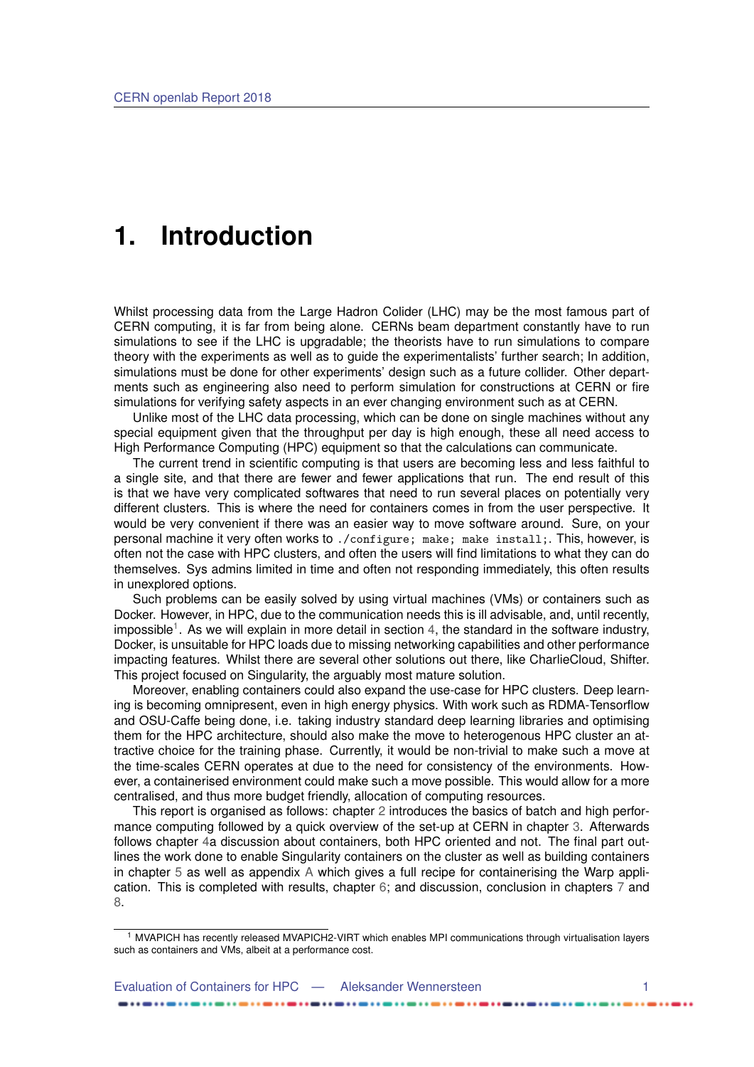# 1. Introduction

Whilst processing data from the Large Hadron Colider (LHC) may be the most famous part of CERN computing, it is far from being alone. CERNs beam department constantly have to run simulations to see if the LHC is upgradable; the theorists have to run simulations to compare theory with the experiments as well as to guide the experimentalists' further search; In addition, simulations must be done for other experiments' design such as a future collider. Other departments such as engineering also need to perform simulation for constructions at CERN or fire simulations for verifying safety aspects in an ever changing environment such as at CERN.

Unlike most of the LHC data processing, which can be done on single machines without any special equipment given that the throughput per day is high enough, these all need access to High Performance Computing (HPC) equipment so that the calculations can communicate.

The current trend in scientific computing is that users are becoming less and less faithful to a single site, and that there are fewer and fewer applications that run. The end result of this is that we have very complicated softwares that need to run several places on potentially very different clusters. This is where the need for containers comes in from the user perspective. It would be very convenient if there was an easier way to move software around. Sure, on your personal machine it very often works to `./configure; make; make install;`. This, however, is often not the case with HPC clusters, and often the users will find limitations to what they can do themselves. Sys admins limited in time and often not responding immediately, this often results in unexplored options.

Such problems can be easily solved by using virtual machines (VMs) or containers such as Docker. However, in HPC, due to the communication needs this is ill advisable, and, until recently, impossible[1]. As we will explain in more detail in section 4, the standard in the software industry, Docker, is unsuitable for HPC loads due to missing networking capabilities and other performance impacting features. Whilst there are several other solutions out there, like CharlieCloud, Shifter. This project focused on Singularity, the arguably most mature solution.

Moreover, enabling containers could also expand the use-case for HPC clusters. Deep learning is becoming omnipresent, even in high energy physics. With work such as RDMA-Tensorflow and OSU-Caffe being done, i.e. taking industry standard deep learning libraries and optimising them for the HPC architecture, should also make the move to heterogenous HPC cluster an attractive choice for the training phase. Currently, it would be non-trivial to make such a move at the time-scales CERN operates at due to the need for consistency of the environments. However, a containerised environment could make such a move possible. This would allow for a more centralised, and thus more budget friendly, allocation of computing resources.

This report is organised as follows: chapter 2 introduces the basics of batch and high performance computing followed by a quick overview of the set-up at CERN in chapter 3. Afterwards follows chapter 4a discussion about containers, both HPC oriented and not. The final part outlines the work done to enable Singularity containers on the cluster as well as building containers in chapter 5 as well as appendix A which gives a full recipe for containerising the Warp application. This is completed with results, chapter 6; and discussion, conclusion in chapters 7 and 8.

[1] MVAPICH has recently released MVAPICH2-VIRT which enables MPI communications through virtualisation layers such as containers and VMs, albeit at a performance cost.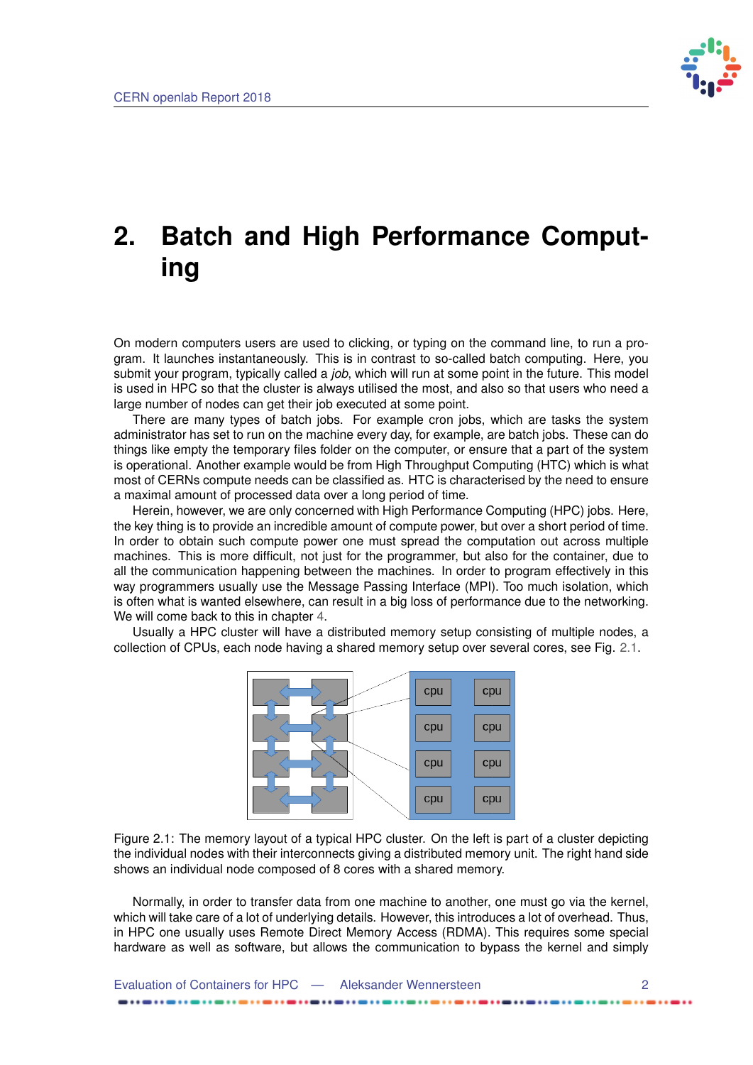# 2. Batch and High Performance Computing

On modern computers users are used to clicking, or typing on the command line, to run a program. It launches instantaneously. This is in contrast to so-called batch computing. Here, you submit your program, typically called a *job*, which will run at some point in the future. This model is used in HPC so that the cluster is always utilised the most, and also so that users who need a large number of nodes can get their job executed at some point.

There are many types of batch jobs. For example cron jobs, which are tasks the system administrator has set to run on the machine every day, for example, are batch jobs. These can do things like empty the temporary files folder on the computer, or ensure that a part of the system is operational. Another example would be from High Throughput Computing (HTC) which is what most of CERNs compute needs can be classified as. HTC is characterised by the need to ensure a maximal amount of processed data over a long period of time.

Herein, however, we are only concerned with High Performance Computing (HPC) jobs. Here, the key thing is to provide an incredible amount of compute power, but over a short period of time. In order to obtain such compute power one must spread the computation out across multiple machines. This is more difficult, not just for the programmer, but also for the container, due to all the communication happening between the machines. In order to program effectively in this way programmers usually use the Message Passing Interface (MPI). Too much isolation, which is often what is wanted elsewhere, can result in a big loss of performance due to the networking. We will come back to this in chapter 4.

Usually a HPC cluster will have a distributed memory setup consisting of multiple nodes, a collection of CPUs, each node having a shared memory setup over several cores, see Fig. 2.1.

Figure 2.1: The memory layout of a typical HPC cluster. On the left is part of a cluster depicting the individual nodes with their interconnects giving a distributed memory unit. The right hand side shows an individual node composed of 8 cores with a shared memory.

Normally, in order to transfer data from one machine to another, one must go via the kernel, which will take care of a lot of underlying details. However, this introduces a lot of overhead. Thus, in HPC one usually uses Remote Direct Memory Access (RDMA). This requires some special hardware as well as software, but allows the communication to bypass the kernel and simply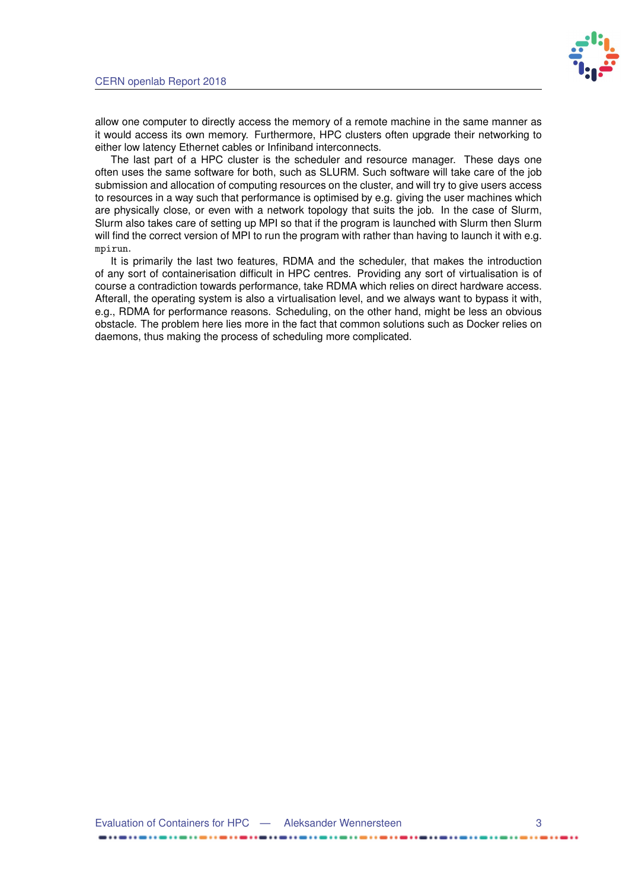allow one computer to directly access the memory of a remote machine in the same manner as it would access its own memory. Furthermore, HPC clusters often upgrade their networking to either low latency Ethernet cables or Infiniband interconnects.

The last part of a HPC cluster is the scheduler and resource manager. These days one often uses the same software for both, such as SLURM. Such software will take care of the job submission and allocation of computing resources on the cluster, and will try to give users access to resources in a way such that performance is optimised by e.g. giving the user machines which are physically close, or even with a network topology that suits the job. In the case of Slurm, Slurm also takes care of setting up MPI so that if the program is launched with Slurm then Slurm will find the correct version of MPI to run the program with rather than having to launch it with e.g. `mpirun`.

It is primarily the last two features, RDMA and the scheduler, that makes the introduction of any sort of containerisation difficult in HPC centres. Providing any sort of virtualisation is of course a contradiction towards performance, take RDMA which relies on direct hardware access. Afterall, the operating system is also a virtualisation level, and we always want to bypass it with, e.g., RDMA for performance reasons. Scheduling, on the other hand, might be less an obvious obstacle. The problem here lies more in the fact that common solutions such as Docker relies on daemons, thus making the process of scheduling more complicated.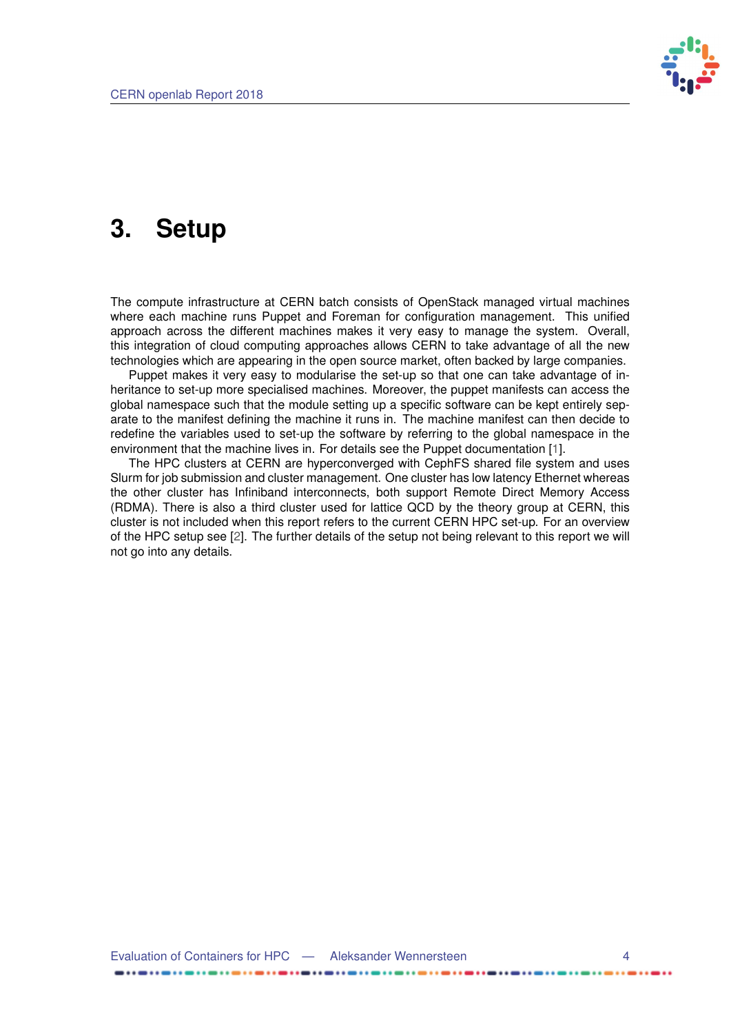# 3. Setup

The compute infrastructure at CERN batch consists of OpenStack managed virtual machines where each machine runs Puppet and Foreman for configuration management. This unified approach across the different machines makes it very easy to manage the system. Overall, this integration of cloud computing approaches allows CERN to take advantage of all the new technologies which are appearing in the open source market, often backed by large companies.

Puppet makes it very easy to modularise the set-up so that one can take advantage of inheritance to set-up more specialised machines. Moreover, the puppet manifests can access the global namespace such that the module setting up a specific software can be kept entirely separate to the manifest defining the machine it runs in. The machine manifest can then decide to redefine the variables used to set-up the software by referring to the global namespace in the environment that the machine lives in. For details see the Puppet documentation [1].

The HPC clusters at CERN are hyperconverged with CephFS shared file system and uses Slurm for job submission and cluster management. One cluster has low latency Ethernet whereas the other cluster has Infiniband interconnects, both support Remote Direct Memory Access (RDMA). There is also a third cluster used for lattice QCD by the theory group at CERN, this cluster is not included when this report refers to the current CERN HPC set-up. For an overview of the HPC setup see [2]. The further details of the setup not being relevant to this report we will not go into any details.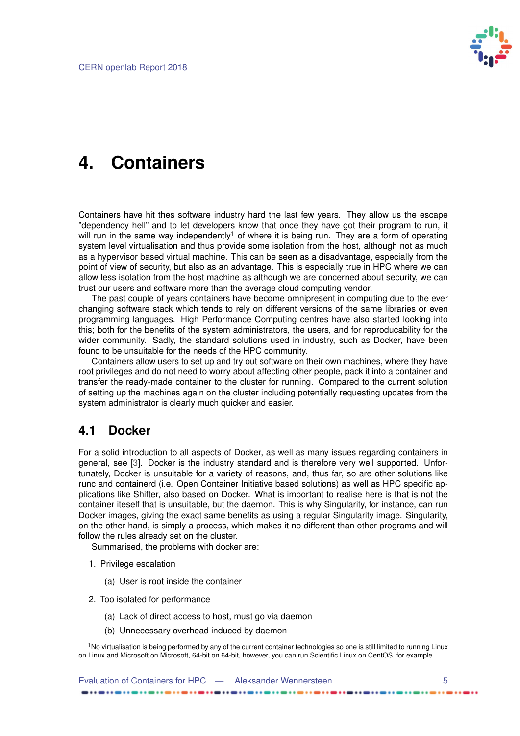# 4. Containers

Containers have hit thes software industry hard the last few years. They allow us the escape "dependency hell" and to let developers know that once they have got their program to run, it will run in the same way independently[1] of where it is being run. They are a form of operating system level virtualisation and thus provide some isolation from the host, although not as much as a hypervisor based virtual machine. This can be seen as a disadvantage, especially from the point of view of security, but also as an advantage. This is especially true in HPC where we can allow less isolation from the host machine as although we are concerned about security, we can trust our users and software more than the average cloud computing vendor.

The past couple of years containers have become omnipresent in computing due to the ever changing software stack which tends to rely on different versions of the same libraries or even programming languages. High Performance Computing centres have also started looking into this; both for the benefits of the system administrators, the users, and for reproducability for the wider community. Sadly, the standard solutions used in industry, such as Docker, have been found to be unsuitable for the needs of the HPC community.

Containers allow users to set up and try out software on their own machines, where they have root privileges and do not need to worry about affecting other people, pack it into a container and transfer the ready-made container to the cluster for running. Compared to the current solution of setting up the machines again on the cluster including potentially requesting updates from the system administrator is clearly much quicker and easier.

## 4.1 Docker

For a solid introduction to all aspects of Docker, as well as many issues regarding containers in general, see [3]. Docker is the industry standard and is therefore very well supported. Unfortunately, Docker is unsuitable for a variety of reasons, and, thus far, so are other solutions like runc and containerd (i.e. Open Container Initiative based solutions) as well as HPC specific applications like Shifter, also based on Docker. What is important to realise here is that is not the container iteself that is unsuitable, but the daemon. This is why Singularity, for instance, can run Docker images, giving the exact same benefits as using a regular Singularity image. Singularity, on the other hand, is simply a process, which makes it no different than other programs and will follow the rules already set on the cluster.

Summarised, the problems with docker are:

1. Privilege escalation
   (a) User is root inside the container
2. Too isolated for performance
   (a) Lack of direct access to host, must go via daemon
   (b) Unnecessary overhead induced by daemon

[1] No virtualisation is being performed by any of the current container technologies so one is still limited to running Linux on Linux and Microsoft on Microsoft, 64-bit on 64-bit, however, you can run Scientific Linux on CentOS, for example.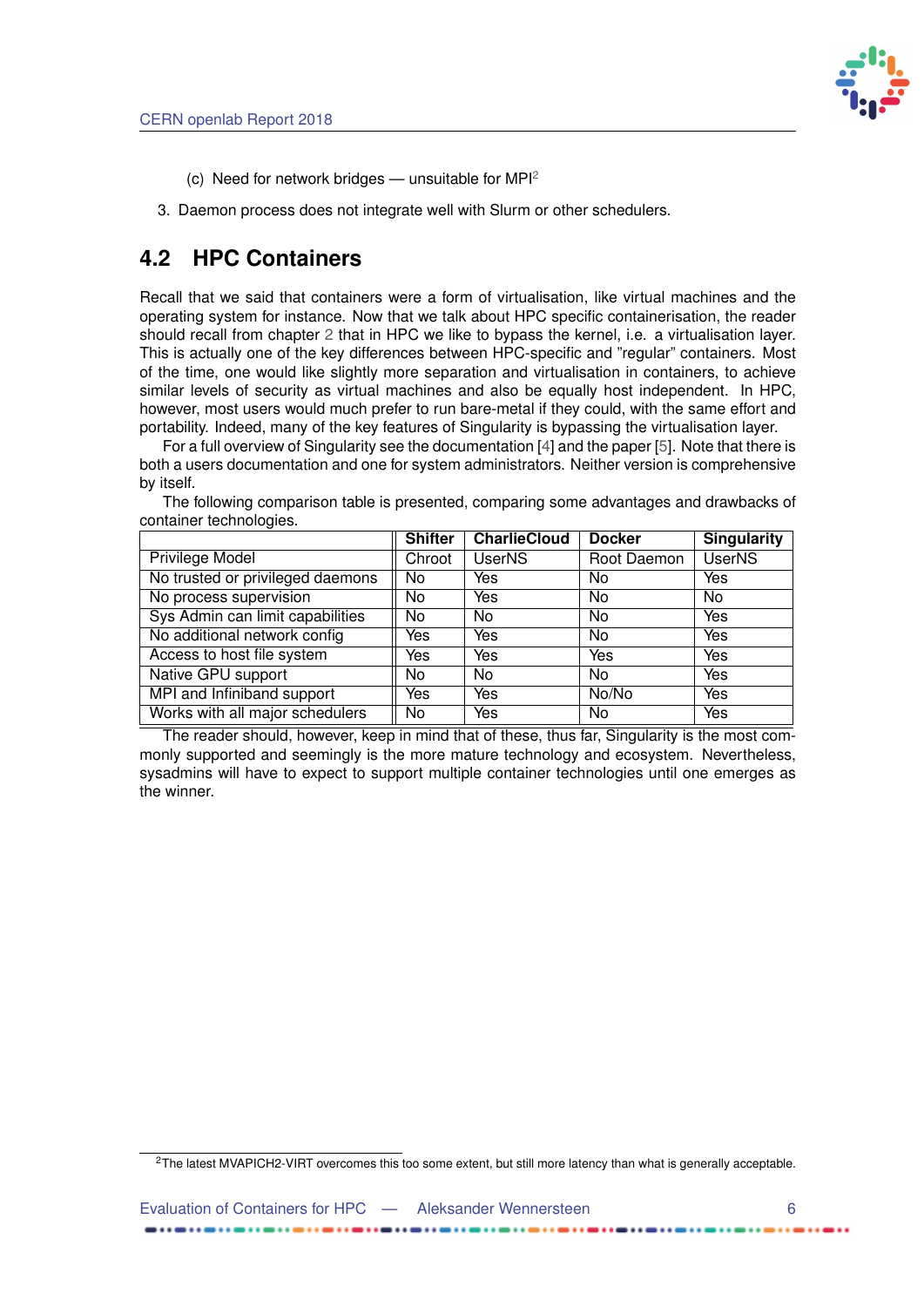(c) Need for network bridges — unsuitable for MPI[2]

3. Daemon process does not integrate well with Slurm or other schedulers.

## 4.2 HPC Containers

Recall that we said that containers were a form of virtualisation, like virtual machines and the operating system for instance. Now that we talk about HPC specific containerisation, the reader should recall from chapter 2 that in HPC we like to bypass the kernel, i.e. a virtualisation layer. This is actually one of the key differences between HPC-specific and "regular" containers. Most of the time, one would like slightly more separation and virtualisation in containers, to achieve similar levels of security as virtual machines and also be equally host independent. In HPC, however, most users would much prefer to run bare-metal if they could, with the same effort and portability. Indeed, many of the key features of Singularity is bypassing the virtualisation layer.

For a full overview of Singularity see the documentation [4] and the paper [5]. Note that there is both a users documentation and one for system administrators. Neither version is comprehensive by itself.

The following comparison table is presented, comparing some advantages and drawbacks of container technologies.

| | Shifter | CharlieCloud | Docker | Singularity |
|---|---|---|---|---|
| Privilege Model | Chroot | UserNS | Root Daemon | UserNS |
| No trusted or privileged daemons | No | Yes | No | Yes |
| No process supervision | No | Yes | No | No |
| Sys Admin can limit capabilities | No | No | No | Yes |
| No additional network config | Yes | Yes | No | Yes |
| Access to host file system | Yes | Yes | Yes | Yes |
| Native GPU support | No | No | No | Yes |
| MPI and Infiniband support | Yes | Yes | No/No | Yes |
| Works with all major schedulers | No | Yes | No | Yes |

The reader should, however, keep in mind that of these, thus far, Singularity is the most commonly supported and seemingly is the more mature technology and ecosystem. Nevertheless, sysadmins will have to expect to support multiple container technologies until one emerges as the winner.

[2]The latest MVAPICH2-VIRT overcomes this too some extent, but still more latency than what is generally acceptable.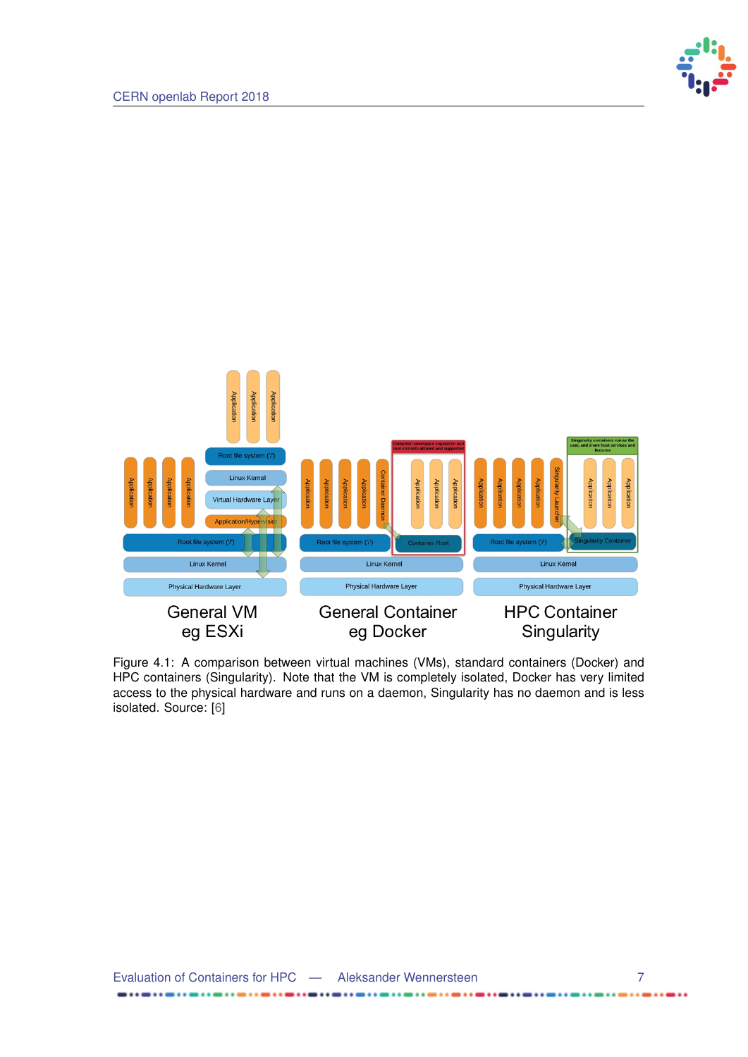Figure 4.1: A comparison between virtual machines (VMs), standard containers (Docker) and HPC containers (Singularity). Note that the VM is completely isolated, Docker has very limited access to the physical hardware and runs on a daemon, Singularity has no daemon and is less isolated. Source: [6]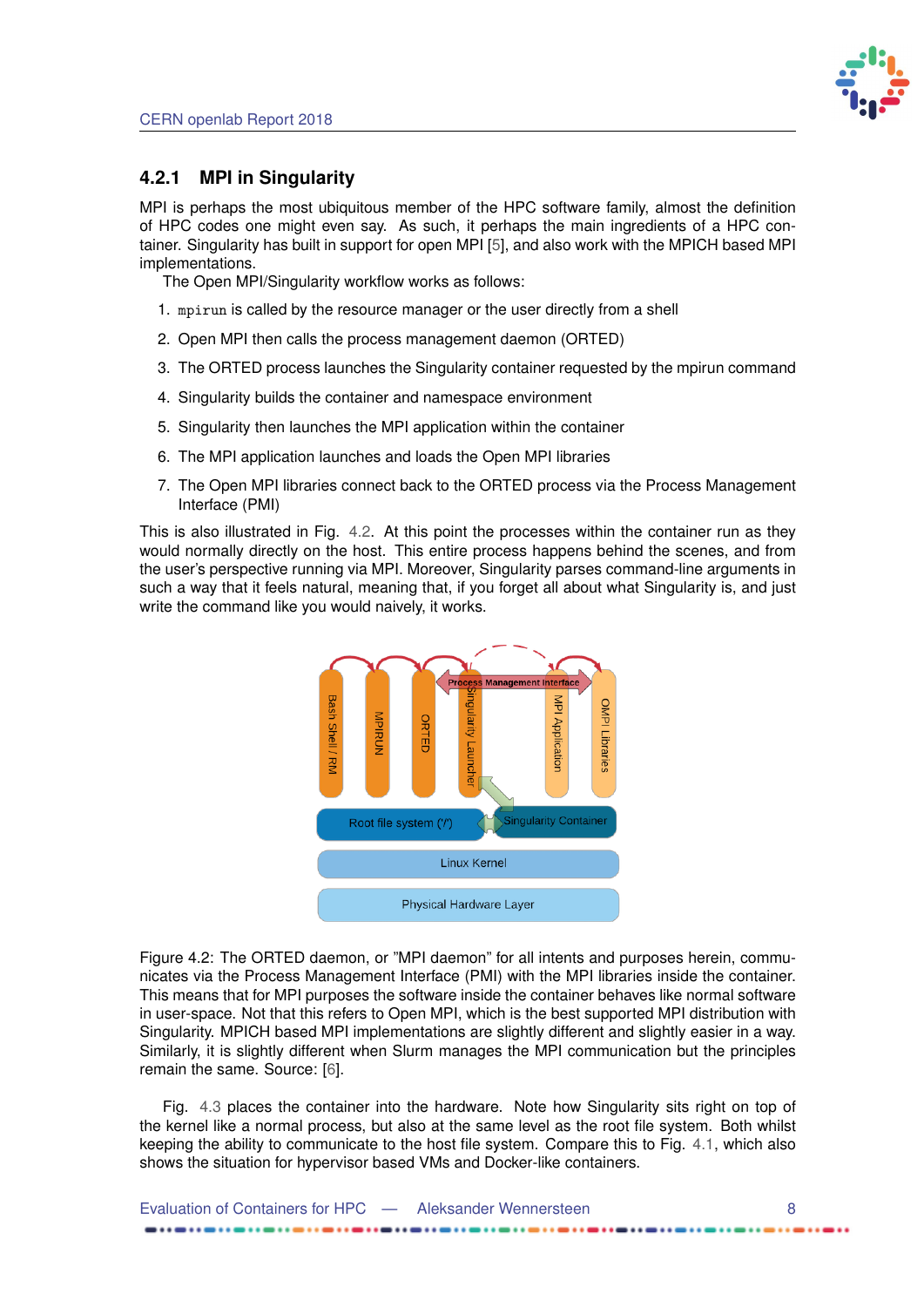### 4.2.1 MPI in Singularity

MPI is perhaps the most ubiquitous member of the HPC software family, almost the definition of HPC codes one might even say. As such, it perhaps the main ingredients of a HPC container. Singularity has built in support for open MPI [5], and also work with the MPICH based MPI implementations.

The Open MPI/Singularity workflow works as follows:

1. `mpirun` is called by the resource manager or the user directly from a shell
2. Open MPI then calls the process management daemon (ORTED)
3. The ORTED process launches the Singularity container requested by the mpirun command
4. Singularity builds the container and namespace environment
5. Singularity then launches the MPI application within the container
6. The MPI application launches and loads the Open MPI libraries
7. The Open MPI libraries connect back to the ORTED process via the Process Management Interface (PMI)

This is also illustrated in Fig. 4.2. At this point the processes within the container run as they would normally directly on the host. This entire process happens behind the scenes, and from the user's perspective running via MPI. Moreover, Singularity parses command-line arguments in such a way that it feels natural, meaning that, if you forget all about what Singularity is, and just write the command like you would naively, it works.

Figure 4.2: The ORTED daemon, or "MPI daemon" for all intents and purposes herein, communicates via the Process Management Interface (PMI) with the MPI libraries inside the container. This means that for MPI purposes the software inside the container behaves like normal software in user-space. Not that this refers to Open MPI, which is the best supported MPI distribution with Singularity. MPICH based MPI implementations are slightly different and slightly easier in a way. Similarly, it is slightly different when Slurm manages the MPI communication but the principles remain the same. Source: [6].

Fig. 4.3 places the container into the hardware. Note how Singularity sits right on top of the kernel like a normal process, but also at the same level as the root file system. Both whilst keeping the ability to communicate to the host file system. Compare this to Fig. 4.1, which also shows the situation for hypervisor based VMs and Docker-like containers.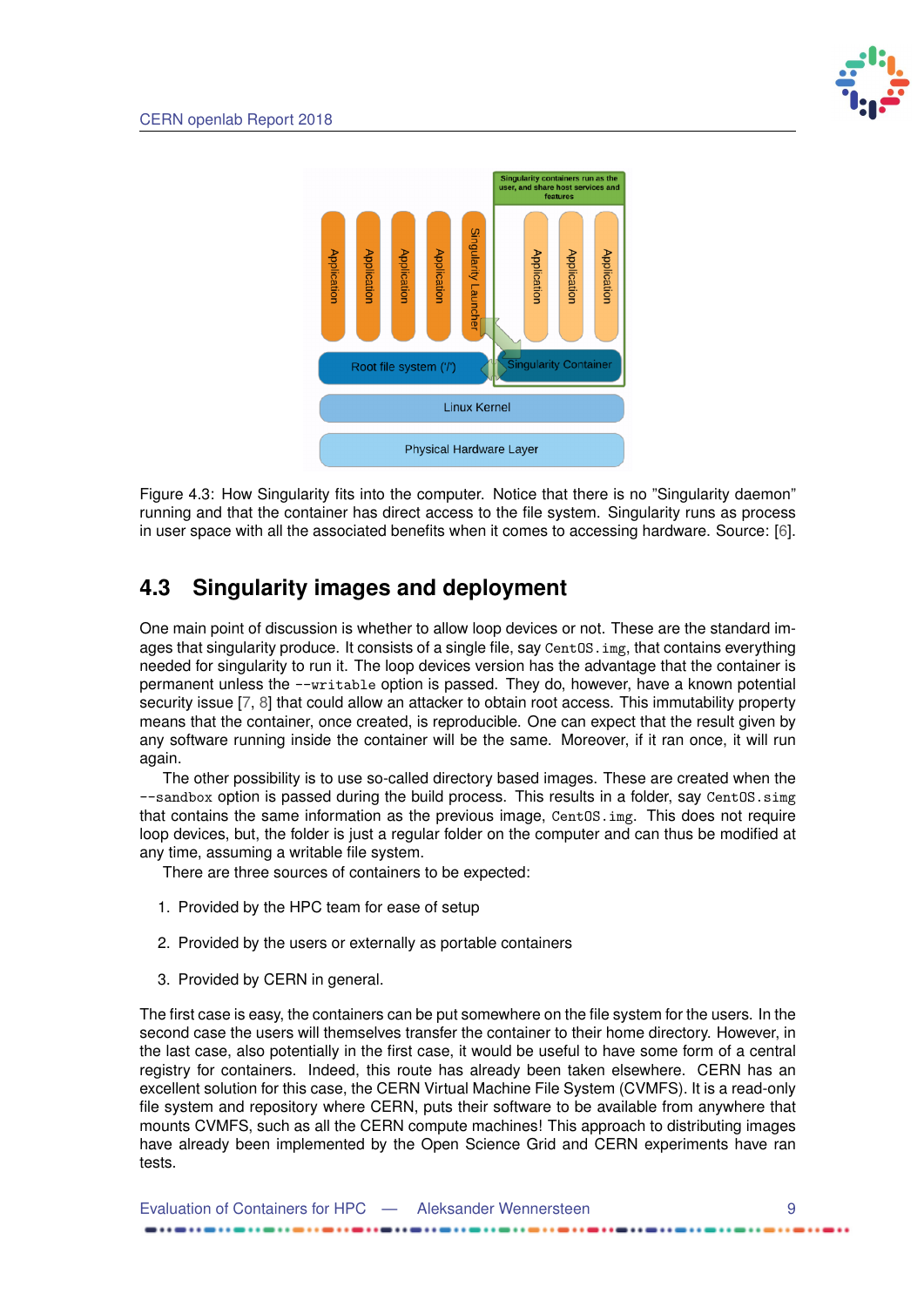Figure 4.3: How Singularity fits into the computer. Notice that there is no "Singularity daemon" running and that the container has direct access to the file system. Singularity runs as process in user space with all the associated benefits when it comes to accessing hardware. Source: [6].

## 4.3 Singularity images and deployment

One main point of discussion is whether to allow loop devices or not. These are the standard images that singularity produce. It consists of a single file, say `CentOS.img`, that contains everything needed for singularity to run it. The loop devices version has the advantage that the container is permanent unless the `--writable` option is passed. They do, however, have a known potential security issue [7, 8] that could allow an attacker to obtain root access. This immutability property means that the container, once created, is reproducible. One can expect that the result given by any software running inside the container will be the same. Moreover, if it ran once, it will run again.

The other possibility is to use so-called directory based images. These are created when the `--sandbox` option is passed during the build process. This results in a folder, say `CentOS.simg` that contains the same information as the previous image, `CentOS.img`. This does not require loop devices, but, the folder is just a regular folder on the computer and can thus be modified at any time, assuming a writable file system.

There are three sources of containers to be expected:

1. Provided by the HPC team for ease of setup
2. Provided by the users or externally as portable containers
3. Provided by CERN in general.

The first case is easy, the containers can be put somewhere on the file system for the users. In the second case the users will themselves transfer the container to their home directory. However, in the last case, also potentially in the first case, it would be useful to have some form of a central registry for containers. Indeed, this route has already been taken elsewhere. CERN has an excellent solution for this case, the CERN Virtual Machine File System (CVMFS). It is a read-only file system and repository where CERN, puts their software to be available from anywhere that mounts CVMFS, such as all the CERN compute machines! This approach to distributing images have already been implemented by the Open Science Grid and CERN experiments have ran tests.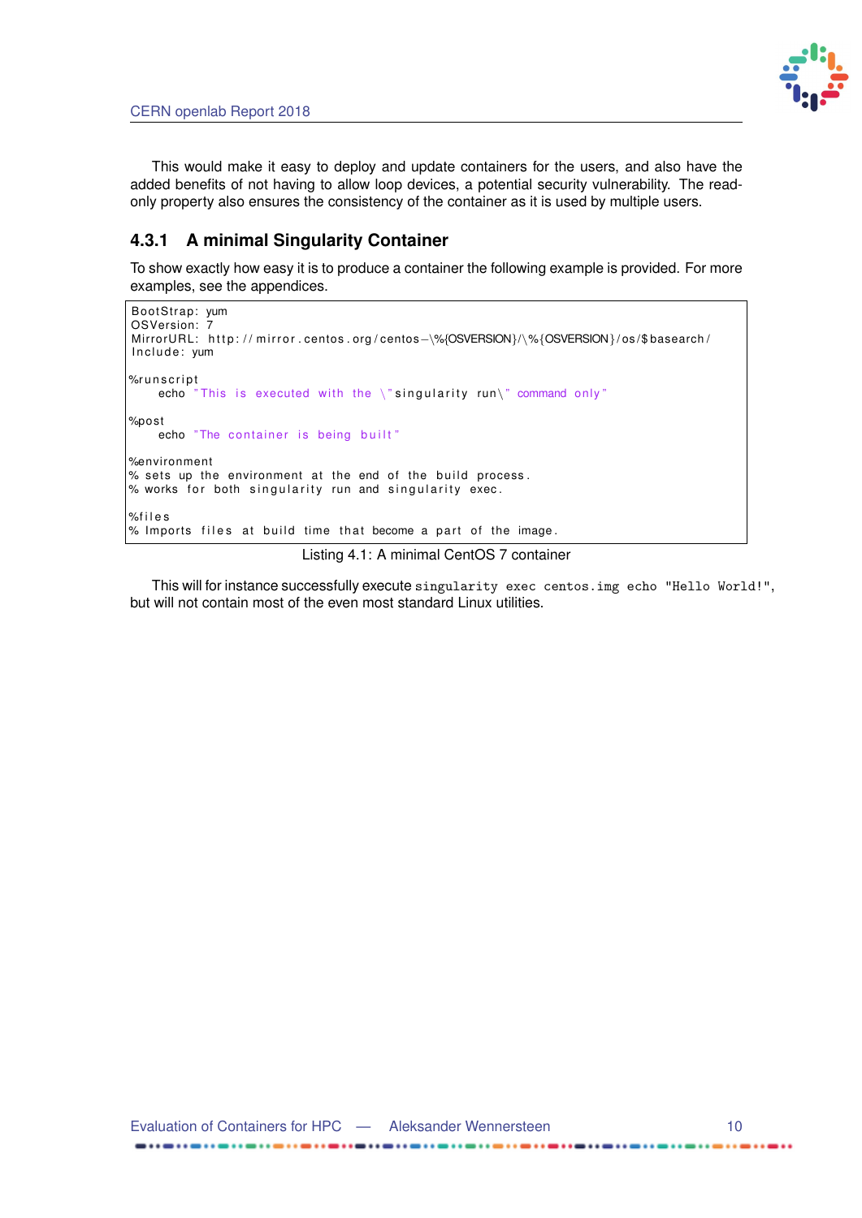This would make it easy to deploy and update containers for the users, and also have the added benefits of not having to allow loop devices, a potential security vulnerability. The read-only property also ensures the consistency of the container as it is used by multiple users.

### 4.3.1 A minimal Singularity Container

To show exactly how easy it is to produce a container the following example is provided. For more examples, see the appendices.

```
BootStrap: yum
OSVersion: 7
MirrorURL: http://mirror.centos.org/centos-\%{OSVERSION}/\%{OSVERSION}/os/$basearch/
Include: yum

%runscript
    echo "This is executed with the \"singularity run\" command only"

%post
    echo "The container is being built"

%environment
% sets up the environment at the end of the build process.
% works for both singularity run and singularity exec.

%files
% Imports files at build time that become a part of the image.
```

Listing 4.1: A minimal CentOS 7 container

This will for instance successfully execute `singularity exec centos.img echo "Hello World!"`, but will not contain most of the even most standard Linux utilities.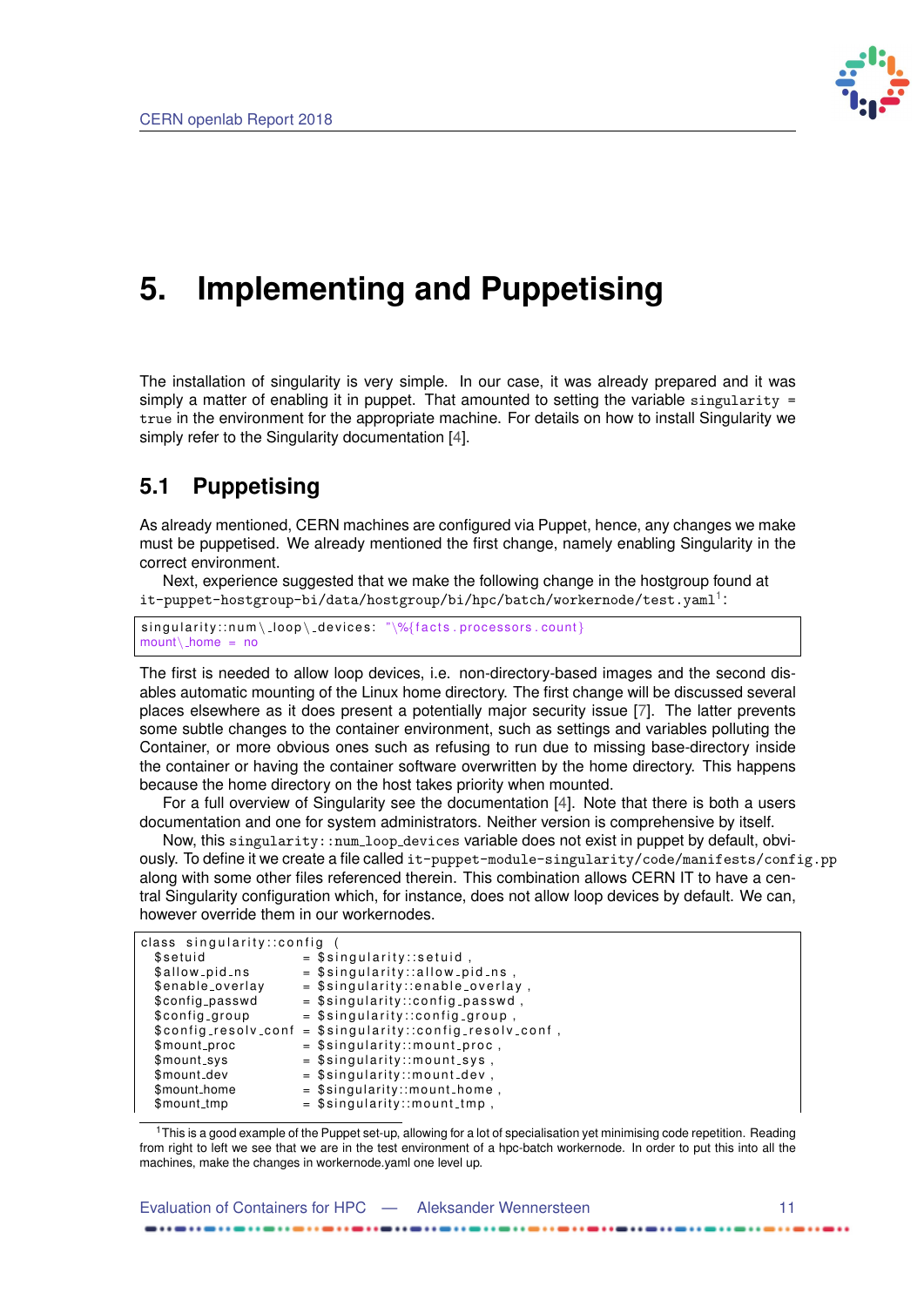# 5. Implementing and Puppetising

The installation of singularity is very simple. In our case, it was already prepared and it was simply a matter of enabling it in puppet. That amounted to setting the variable `singularity = true` in the environment for the appropriate machine. For details on how to install Singularity we simply refer to the Singularity documentation [4].

## 5.1 Puppetising

As already mentioned, CERN machines are configured via Puppet, hence, any changes we make must be puppetised. We already mentioned the first change, namely enabling Singularity in the correct environment.

Next, experience suggested that we make the following change in the hostgroup found at `it-puppet-hostgroup-bi/data/hostgroup/bi/hpc/batch/workernode/test.yaml`[1]:

```
singularity::num\_loop\_devices: "\%{facts.processors.count}
mount\_home = no
```

The first is needed to allow loop devices, i.e. non-directory-based images and the second disables automatic mounting of the Linux home directory. The first change will be discussed several places elsewhere as it does present a potentially major security issue [7]. The latter prevents some subtle changes to the container environment, such as settings and variables polluting the Container, or more obvious ones such as refusing to run due to missing base-directory inside the container or having the container software overwritten by the home directory. This happens because the home directory on the host takes priority when mounted.

For a full overview of Singularity see the documentation [4]. Note that there is both a users documentation and one for system administrators. Neither version is comprehensive by itself.

Now, this `singularity::num_loop_devices` variable does not exist in puppet by default, obviously. To define it we create a file called `it-puppet-module-singularity/code/manifests/config.pp` along with some other files referenced therein. This combination allows CERN IT to have a central Singularity configuration which, for instance, does not allow loop devices by default. We can, however override them in our workernodes.

```
class singularity::config (
  $setuid              = $singularity::setuid ,
  $allow_pid_ns        = $singularity::allow_pid_ns ,
  $enable_overlay      = $singularity::enable_overlay ,
  $config_passwd       = $singularity::config_passwd ,
  $config_group        = $singularity::config_group ,
  $config_resolv_conf  = $singularity::config_resolv_conf ,
  $mount_proc          = $singularity::mount_proc ,
  $mount_sys           = $singularity::mount_sys ,
  $mount_dev           = $singularity::mount_dev ,
  $mount_home          = $singularity::mount_home ,
  $mount_tmp           = $singularity::mount_tmp ,
```

[1] This is a good example of the Puppet set-up, allowing for a lot of specialisation yet minimising code repetition. Reading from right to left we see that we are in the test environment of a hpc-batch workernode. In order to put this into all the machines, make the changes in workernode.yaml one level up.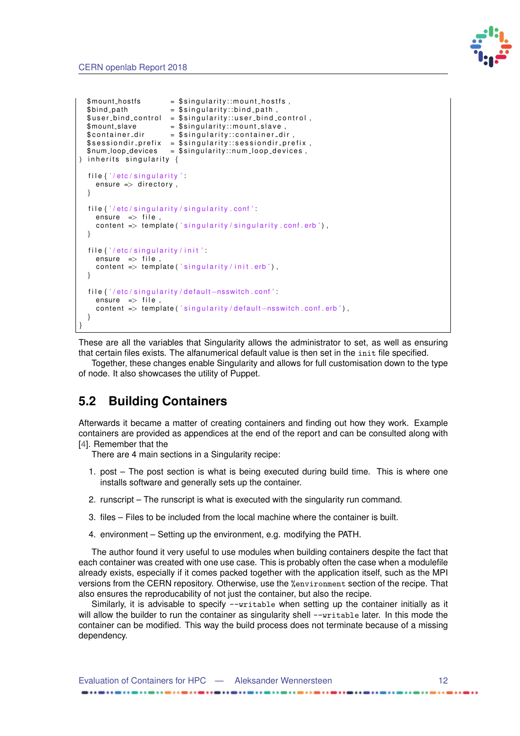```
  $mount_hostfs        = $singularity::mount_hostfs,
  $bind_path           = $singularity::bind_path,
  $user_bind_control   = $singularity::user_bind_control,
  $mount_slave         = $singularity::mount_slave,
  $container_dir       = $singularity::container_dir,
  $sessiondir_prefix   = $singularity::sessiondir_prefix,
  $num_loop_devices    = $singularity::num_loop_devices,
) inherits singularity {

  file{'/etc/singularity':
    ensure => directory,
  }

  file{'/etc/singularity/singularity.conf':
    ensure  => file,
    content => template('singularity/singularity.conf.erb'),
  }

  file{'/etc/singularity/init':
    ensure  => file,
    content => template('singularity/init.erb'),
  }

  file{'/etc/singularity/default-nsswitch.conf':
    ensure  => file,
    content => template('singularity/default-nsswitch.conf.erb'),
  }
}
```

These are all the variables that Singularity allows the administrator to set, as well as ensuring that certain files exists. The alfanumerical default value is then set in the `init` file specified.

Together, these changes enable Singularity and allows for full customisation down to the type of node. It also showcases the utility of Puppet.

## 5.2 Building Containers

Afterwards it became a matter of creating containers and finding out how they work. Example containers are provided as appendices at the end of the report and can be consulted along with [4]. Remember that the

There are 4 main sections in a Singularity recipe:

1. post – The post section is what is being executed during build time. This is where one installs software and generally sets up the container.
2. runscript – The runscript is what is executed with the singularity run command.
3. files – Files to be included from the local machine where the container is built.
4. environment – Setting up the environment, e.g. modifying the PATH.

The author found it very useful to use modules when building containers despite the fact that each container was created with one use case. This is probably often the case when a modulefile already exists, especially if it comes packed together with the application itself, such as the MPI versions from the CERN repository. Otherwise, use the `%environment` section of the recipe. That also ensures the reproducability of not just the container, but also the recipe.

Similarly, it is advisable to specify `--writable` when setting up the container initially as it will allow the builder to run the container as singularity shell `--writable` later. In this mode the container can be modified. This way the build process does not terminate because of a missing dependency.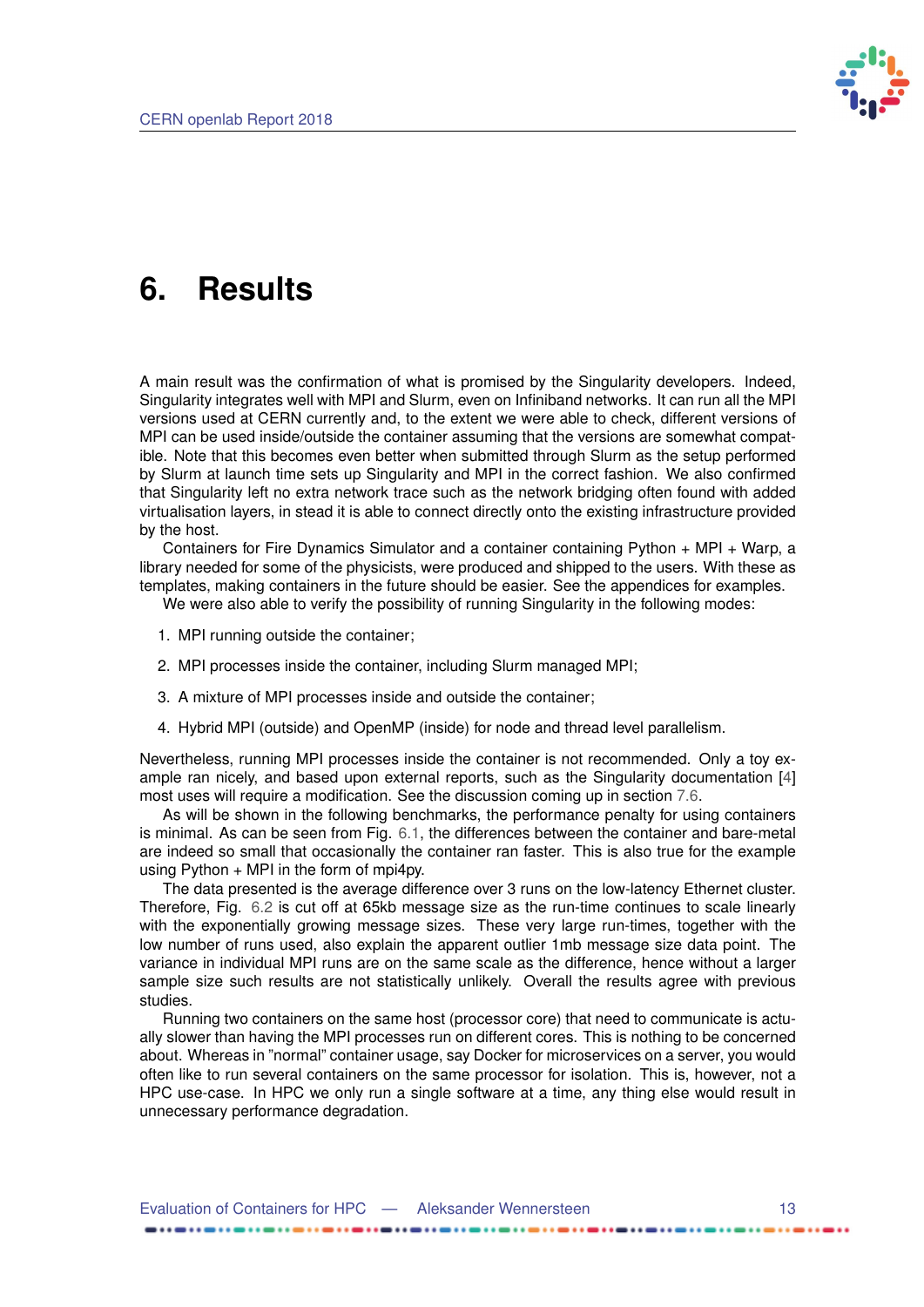# 6. Results

A main result was the confirmation of what is promised by the Singularity developers. Indeed, Singularity integrates well with MPI and Slurm, even on Infiniband networks. It can run all the MPI versions used at CERN currently and, to the extent we were able to check, different versions of MPI can be used inside/outside the container assuming that the versions are somewhat compatible. Note that this becomes even better when submitted through Slurm as the setup performed by Slurm at launch time sets up Singularity and MPI in the correct fashion. We also confirmed that Singularity left no extra network trace such as the network bridging often found with added virtualisation layers, in stead it is able to connect directly onto the existing infrastructure provided by the host.

Containers for Fire Dynamics Simulator and a container containing Python + MPI + Warp, a library needed for some of the physicists, were produced and shipped to the users. With these as templates, making containers in the future should be easier. See the appendices for examples.

We were also able to verify the possibility of running Singularity in the following modes:

1. MPI running outside the container;
2. MPI processes inside the container, including Slurm managed MPI;
3. A mixture of MPI processes inside and outside the container;
4. Hybrid MPI (outside) and OpenMP (inside) for node and thread level parallelism.

Nevertheless, running MPI processes inside the container is not recommended. Only a toy example ran nicely, and based upon external reports, such as the Singularity documentation [4] most uses will require a modification. See the discussion coming up in section 7.6.

As will be shown in the following benchmarks, the performance penalty for using containers is minimal. As can be seen from Fig. 6.1, the differences between the container and bare-metal are indeed so small that occasionally the container ran faster. This is also true for the example using Python + MPI in the form of mpi4py.

The data presented is the average difference over 3 runs on the low-latency Ethernet cluster. Therefore, Fig. 6.2 is cut off at 65kb message size as the run-time continues to scale linearly with the exponentially growing message sizes. These very large run-times, together with the low number of runs used, also explain the apparent outlier 1mb message size data point. The variance in individual MPI runs are on the same scale as the difference, hence without a larger sample size such results are not statistically unlikely. Overall the results agree with previous studies.

Running two containers on the same host (processor core) that need to communicate is actually slower than having the MPI processes run on different cores. This is nothing to be concerned about. Whereas in "normal" container usage, say Docker for microservices on a server, you would often like to run several containers on the same processor for isolation. This is, however, not a HPC use-case. In HPC we only run a single software at a time, any thing else would result in unnecessary performance degradation.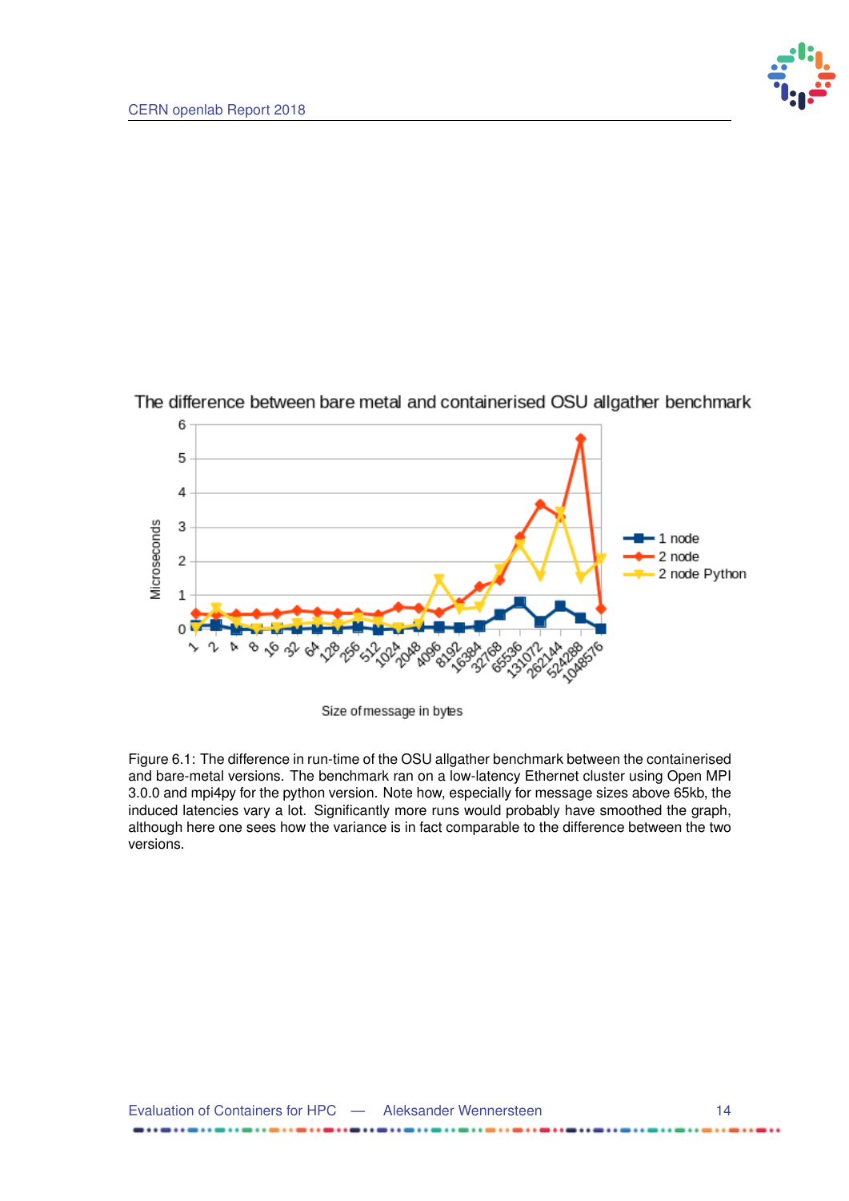The difference between bare metal and containerised OSU allgather benchmark

Figure 6.1: The difference in run-time of the OSU allgather benchmark between the containerised and bare-metal versions. The benchmark ran on a low-latency Ethernet cluster using Open MPI 3.0.0 and mpi4py for the python version. Note how, especially for message sizes above 65kb, the induced latencies vary a lot. Significantly more runs would probably have smoothed the graph, although here one sees how the variance is in fact comparable to the difference between the two versions.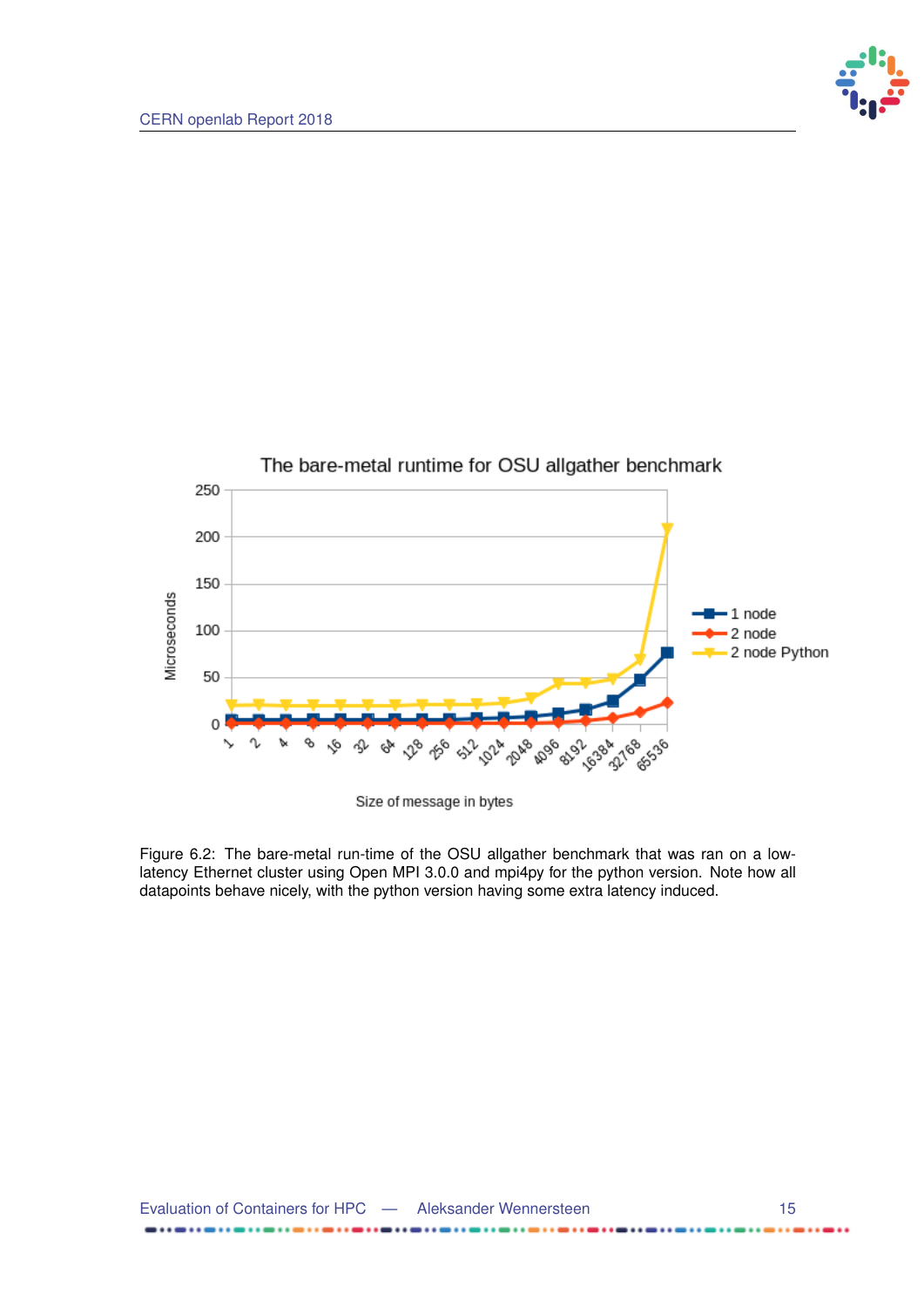Figure 6.2: The bare-metal run-time of the OSU allgather benchmark that was ran on a low-latency Ethernet cluster using Open MPI 3.0.0 and mpi4py for the python version. Note how all datapoints behave nicely, with the python version having some extra latency induced.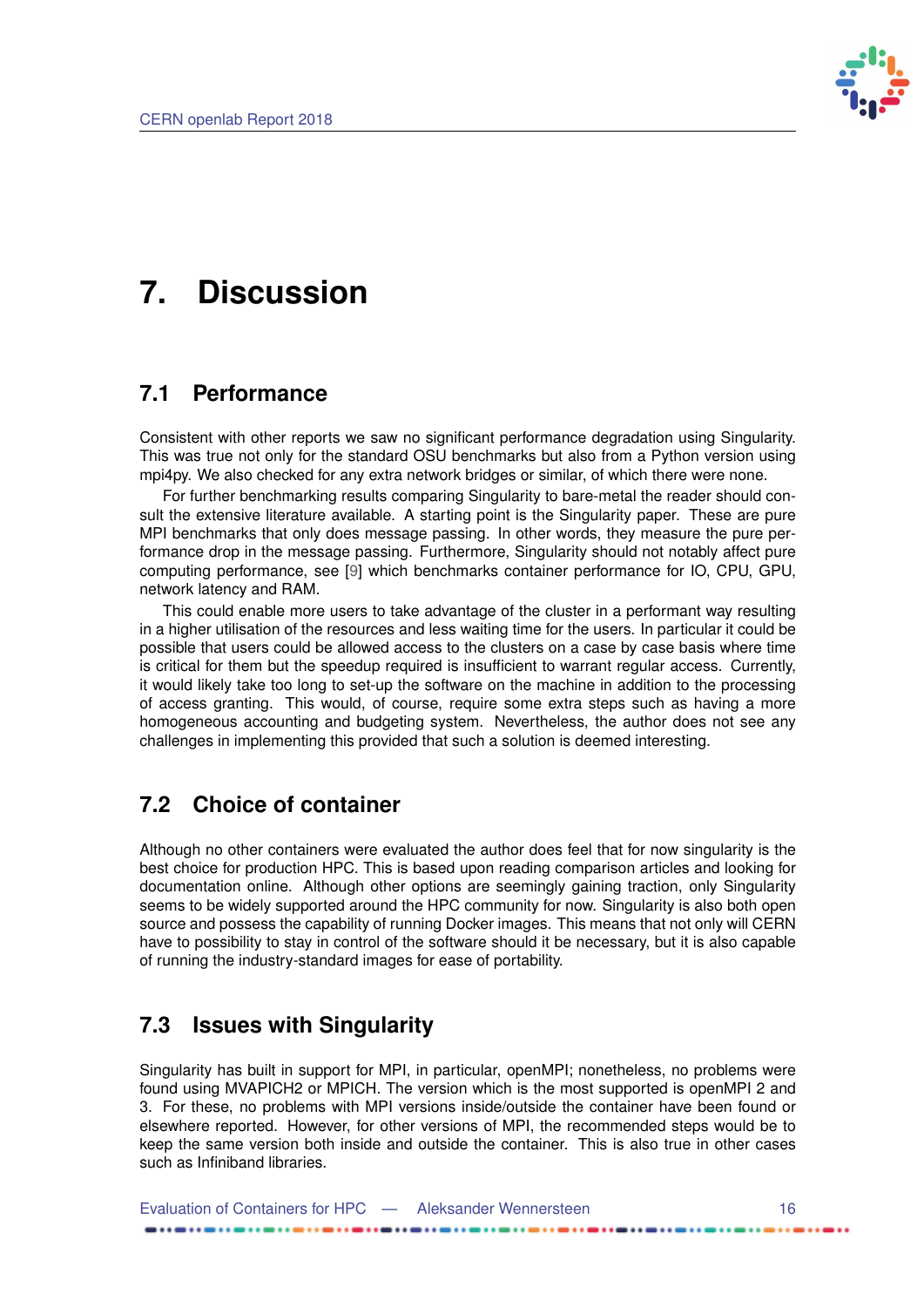# 7. Discussion

## 7.1 Performance

Consistent with other reports we saw no significant performance degradation using Singularity. This was true not only for the standard OSU benchmarks but also from a Python version using mpi4py. We also checked for any extra network bridges or similar, of which there were none.

For further benchmarking results comparing Singularity to bare-metal the reader should consult the extensive literature available. A starting point is the Singularity paper. These are pure MPI benchmarks that only does message passing. In other words, they measure the pure performance drop in the message passing. Furthermore, Singularity should not notably affect pure computing performance, see [9] which benchmarks container performance for IO, CPU, GPU, network latency and RAM.

This could enable more users to take advantage of the cluster in a performant way resulting in a higher utilisation of the resources and less waiting time for the users. In particular it could be possible that users could be allowed access to the clusters on a case by case basis where time is critical for them but the speedup required is insufficient to warrant regular access. Currently, it would likely take too long to set-up the software on the machine in addition to the processing of access granting. This would, of course, require some extra steps such as having a more homogeneous accounting and budgeting system. Nevertheless, the author does not see any challenges in implementing this provided that such a solution is deemed interesting.

## 7.2 Choice of container

Although no other containers were evaluated the author does feel that for now singularity is the best choice for production HPC. This is based upon reading comparison articles and looking for documentation online. Although other options are seemingly gaining traction, only Singularity seems to be widely supported around the HPC community for now. Singularity is also both open source and possess the capability of running Docker images. This means that not only will CERN have to possibility to stay in control of the software should it be necessary, but it is also capable of running the industry-standard images for ease of portability.

## 7.3 Issues with Singularity

Singularity has built in support for MPI, in particular, openMPI; nonetheless, no problems were found using MVAPICH2 or MPICH. The version which is the most supported is openMPI 2 and 3. For these, no problems with MPI versions inside/outside the container have been found or elsewhere reported. However, for other versions of MPI, the recommended steps would be to keep the same version both inside and outside the container. This is also true in other cases such as Infiniband libraries.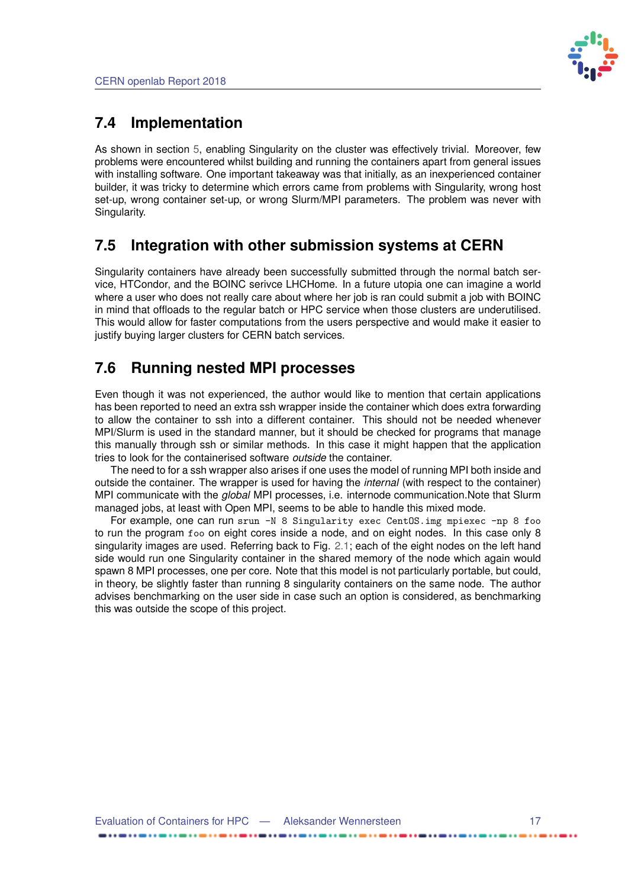## 7.4 Implementation

As shown in section 5, enabling Singularity on the cluster was effectively trivial. Moreover, few problems were encountered whilst building and running the containers apart from general issues with installing software. One important takeaway was that initially, as an inexperienced container builder, it was tricky to determine which errors came from problems with Singularity, wrong host set-up, wrong container set-up, or wrong Slurm/MPI parameters. The problem was never with Singularity.

## 7.5 Integration with other submission systems at CERN

Singularity containers have already been successfully submitted through the normal batch service, HTCondor, and the BOINC serivce LHCHome. In a future utopia one can imagine a world where a user who does not really care about where her job is ran could submit a job with BOINC in mind that offloads to the regular batch or HPC service when those clusters are underutilised. This would allow for faster computations from the users perspective and would make it easier to justify buying larger clusters for CERN batch services.

## 7.6 Running nested MPI processes

Even though it was not experienced, the author would like to mention that certain applications has been reported to need an extra ssh wrapper inside the container which does extra forwarding to allow the container to ssh into a different container. This should not be needed whenever MPI/Slurm is used in the standard manner, but it should be checked for programs that manage this manually through ssh or similar methods. In this case it might happen that the application tries to look for the containerised software *outside* the container.

The need to for a ssh wrapper also arises if one uses the model of running MPI both inside and outside the container. The wrapper is used for having the *internal* (with respect to the container) MPI communicate with the *global* MPI processes, i.e. internode communication.Note that Slurm managed jobs, at least with Open MPI, seems to be able to handle this mixed mode.

For example, one can run `srun -N 8 Singularity exec CentOS.img mpiexec -np 8 foo` to run the program `foo` on eight cores inside a node, and on eight nodes. In this case only 8 singularity images are used. Referring back to Fig. 2.1; each of the eight nodes on the left hand side would run one Singularity container in the shared memory of the node which again would spawn 8 MPI processes, one per core. Note that this model is not particularly portable, but could, in theory, be slightly faster than running 8 singularity containers on the same node. The author advises benchmarking on the user side in case such an option is considered, as benchmarking this was outside the scope of this project.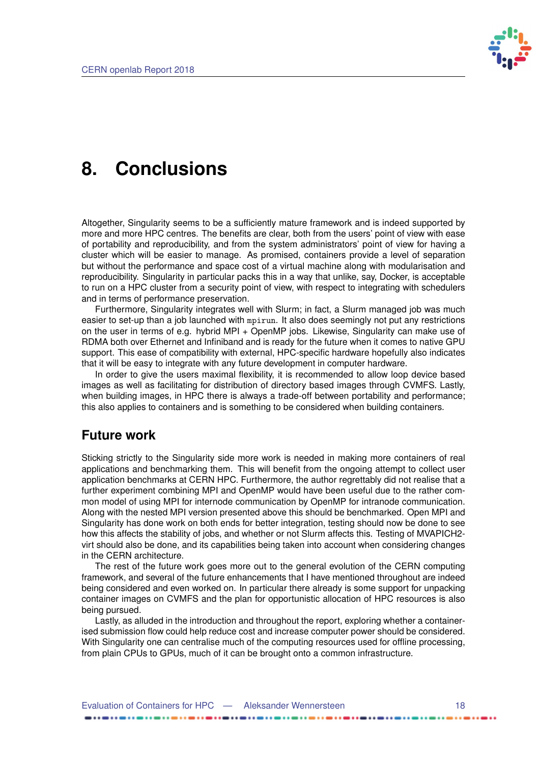# 8. Conclusions

Altogether, Singularity seems to be a sufficiently mature framework and is indeed supported by more and more HPC centres. The benefits are clear, both from the users' point of view with ease of portability and reproducibility, and from the system administrators' point of view for having a cluster which will be easier to manage. As promised, containers provide a level of separation but without the performance and space cost of a virtual machine along with modularisation and reproducibility. Singularity in particular packs this in a way that unlike, say, Docker, is acceptable to run on a HPC cluster from a security point of view, with respect to integrating with schedulers and in terms of performance preservation.

Furthermore, Singularity integrates well with Slurm; in fact, a Slurm managed job was much easier to set-up than a job launched with `mpirun`. It also does seemingly not put any restrictions on the user in terms of e.g. hybrid MPI + OpenMP jobs. Likewise, Singularity can make use of RDMA both over Ethernet and Infiniband and is ready for the future when it comes to native GPU support. This ease of compatibility with external, HPC-specific hardware hopefully also indicates that it will be easy to integrate with any future development in computer hardware.

In order to give the users maximal flexibility, it is recommended to allow loop device based images as well as facilitating for distribution of directory based images through CVMFS. Lastly, when building images, in HPC there is always a trade-off between portability and performance; this also applies to containers and is something to be considered when building containers.

## Future work

Sticking strictly to the Singularity side more work is needed in making more containers of real applications and benchmarking them. This will benefit from the ongoing attempt to collect user application benchmarks at CERN HPC. Furthermore, the author regrettably did not realise that a further experiment combining MPI and OpenMP would have been useful due to the rather common model of using MPI for internode communication by OpenMP for intranode communication. Along with the nested MPI version presented above this should be benchmarked. Open MPI and Singularity has done work on both ends for better integration, testing should now be done to see how this affects the stability of jobs, and whether or not Slurm affects this. Testing of MVAPICH2-virt should also be done, and its capabilities being taken into account when considering changes in the CERN architecture.

The rest of the future work goes more out to the general evolution of the CERN computing framework, and several of the future enhancements that I have mentioned throughout are indeed being considered and even worked on. In particular there already is some support for unpacking container images on CVMFS and the plan for opportunistic allocation of HPC resources is also being pursued.

Lastly, as alluded in the introduction and throughout the report, exploring whether a containerised submission flow could help reduce cost and increase computer power should be considered. With Singularity one can centralise much of the computing resources used for offline processing, from plain CPUs to GPUs, much of it can be brought onto a common infrastructure.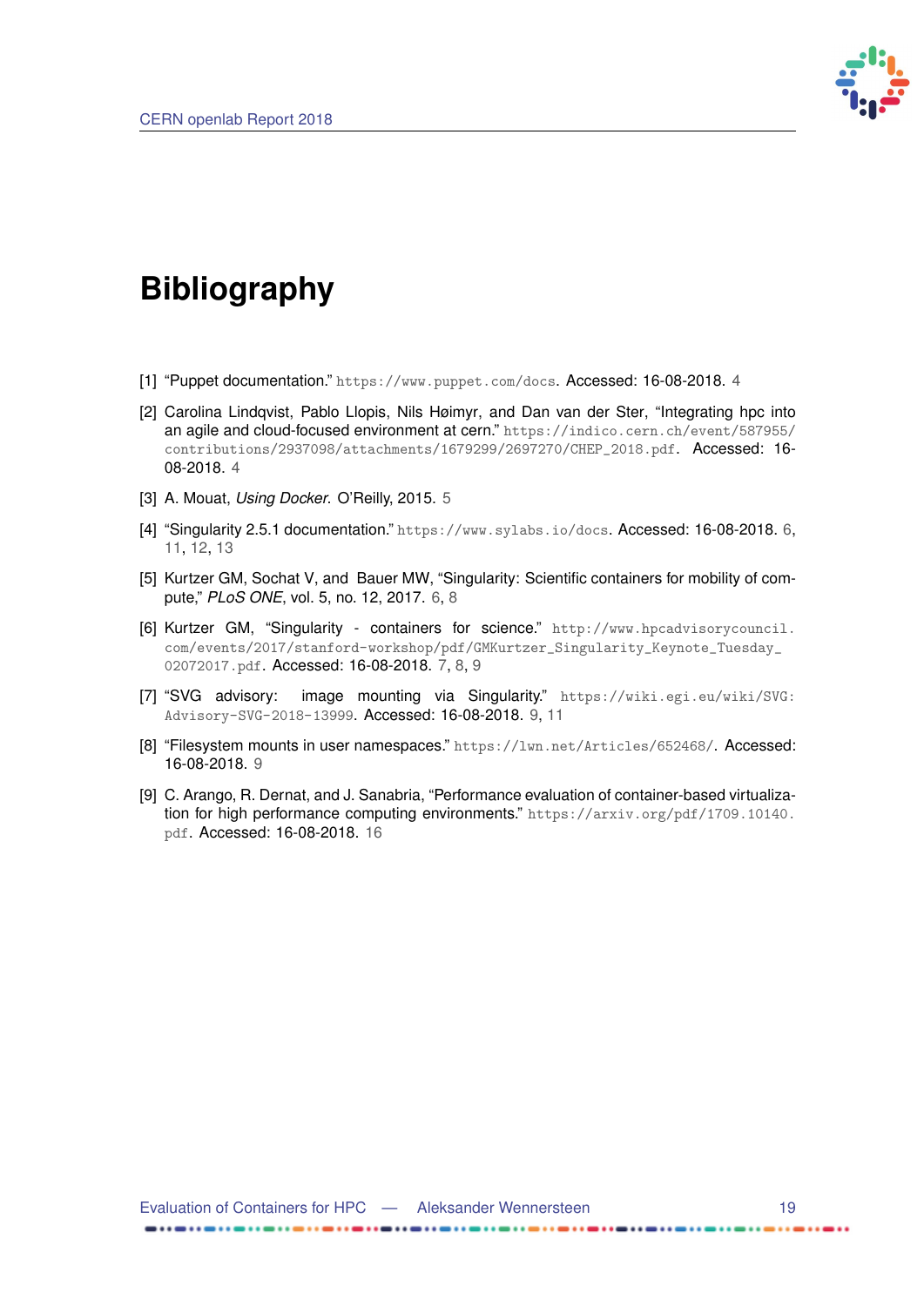# Bibliography

[1] "Puppet documentation." https://www.puppet.com/docs. Accessed: 16-08-2018. 4

[2] Carolina Lindqvist, Pablo Llopis, Nils Høimyr, and Dan van der Ster, "Integrating hpc into an agile and cloud-focused environment at cern." https://indico.cern.ch/event/587955/contributions/2937098/attachments/1679299/2697270/CHEP_2018.pdf. Accessed: 16-08-2018. 4

[3] A. Mouat, *Using Docker*. O'Reilly, 2015. 5

[4] "Singularity 2.5.1 documentation." https://www.sylabs.io/docs. Accessed: 16-08-2018. 6, 11, 12, 13

[5] Kurtzer GM, Sochat V, and Bauer MW, "Singularity: Scientific containers for mobility of compute," *PLoS ONE*, vol. 5, no. 12, 2017. 6, 8

[6] Kurtzer GM, "Singularity - containers for science." http://www.hpcadvisorycouncil.com/events/2017/stanford-workshop/pdf/GMKurtzer_Singularity_Keynote_Tuesday_02072017.pdf. Accessed: 16-08-2018. 7, 8, 9

[7] "SVG advisory: image mounting via Singularity." https://wiki.egi.eu/wiki/SVG:Advisory-SVG-2018-13999. Accessed: 16-08-2018. 9, 11

[8] "Filesystem mounts in user namespaces." https://lwn.net/Articles/652468/. Accessed: 16-08-2018. 9

[9] C. Arango, R. Dernat, and J. Sanabria, "Performance evaluation of container-based virtualization for high performance computing environments." https://arxiv.org/pdf/1709.10140.pdf. Accessed: 16-08-2018. 16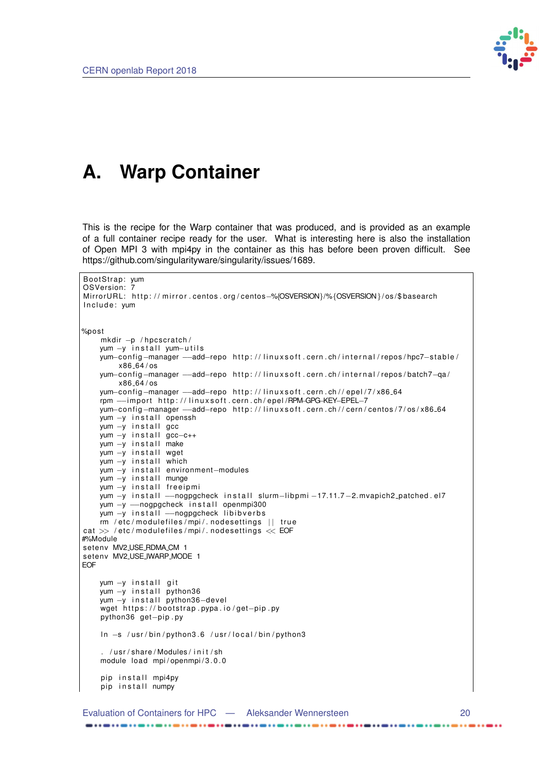# A. Warp Container

This is the recipe for the Warp container that was produced, and is provided as an example of a full container recipe ready for the user. What is interesting here is also the installation of Open MPI 3 with mpi4py in the container as this has before been proven difficult. See https://github.com/singularityware/singularity/issues/1689.

```
BootStrap: yum
OSVersion: 7
MirrorURL: http://mirror.centos.org/centos-%{OSVERSION}/%{OSVERSION}/os/$basearch
Include: yum


%post
     mkdir -p /hpcscratch/
     yum -y install yum-utils
     yum-config-manager --add-repo http://linuxsoft.cern.ch/internal/repos/hpc7-stable/
          x86_64/os
     yum-config-manager --add-repo http://linuxsoft.cern.ch/internal/repos/batch7-qa/
          x86_64/os
     yum-config-manager --add-repo http://linuxsoft.cern.ch//epel/7/x86_64
     rpm --import http://linuxsoft.cern.ch/epel/RPM-GPG-KEY-EPEL-7
     yum-config-manager --add-repo http://linuxsoft.cern.ch//cern/centos/7/os/x86_64
     yum -y install openssh
     yum -y install gcc
     yum -y install gcc-c++
     yum -y install make
     yum -y install wget
     yum -y install which
     yum -y install environment-modules
     yum -y install munge
     yum -y install freeipmi
     yum -y install --nogpgcheck install slurm-libpmi-17.11.7-2.mvapich2_patched.el7
     yum -y --nogpgcheck install openmpi300
     yum -y install --nogpgcheck libibverbs
     rm /etc/modulefiles/mpi/.nodesettings || true
cat >> /etc/modulefiles/mpi/.nodesettings << EOF
#%Module
setenv MV2_USE_RDMA_CM 1
setenv MV2_USE_IWARP_MODE 1
EOF

     yum -y install git
     yum -y install python36
     yum -y install python36-devel
     wget https://bootstrap.pypa.io/get-pip.py
     python36 get-pip.py

     ln -s /usr/bin/python3.6 /usr/local/bin/python3

     . /usr/share/Modules/init/sh
     module load mpi/openmpi/3.0.0

     pip install mpi4py
     pip install numpy
```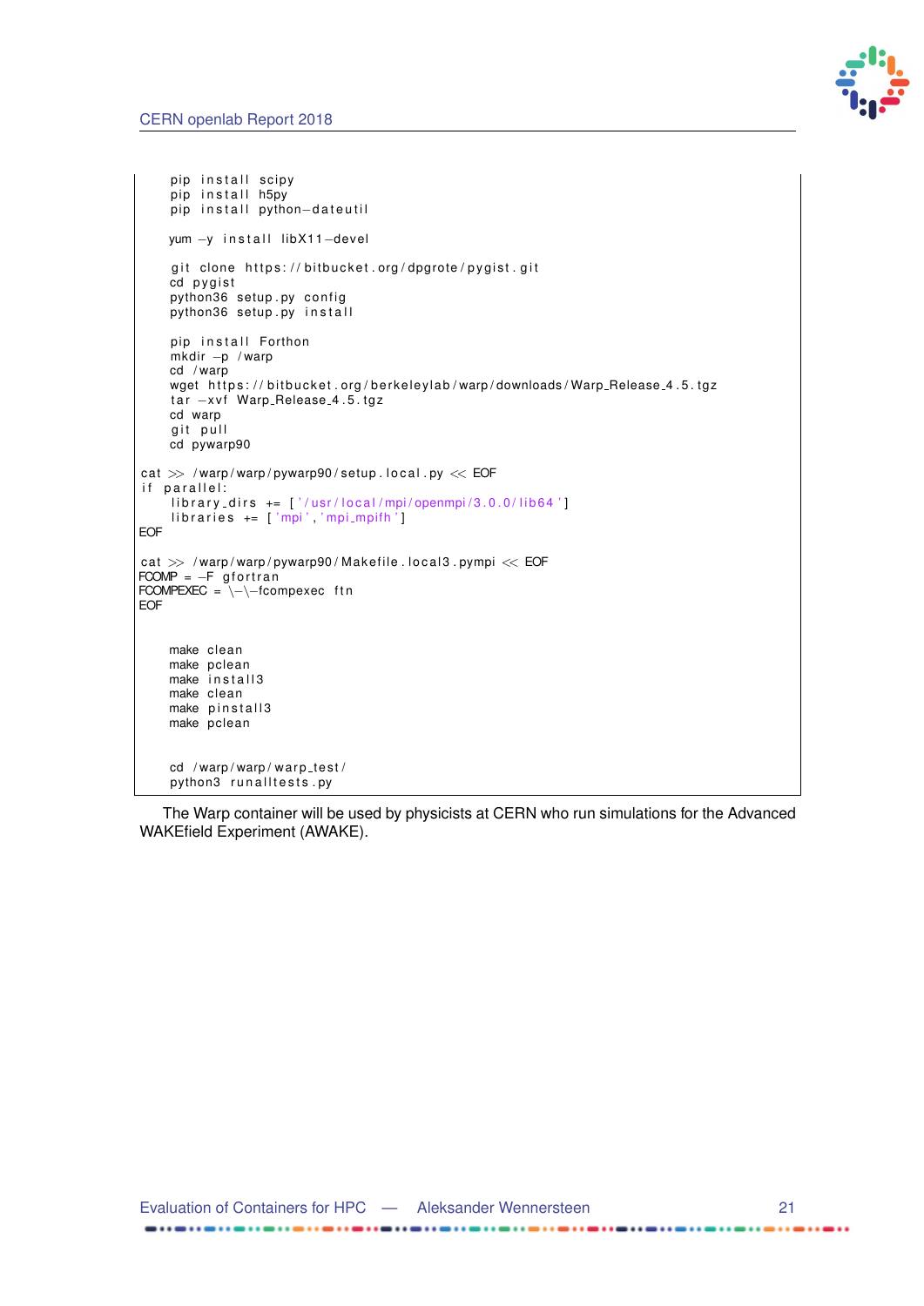```
    pip install scipy
    pip install h5py
    pip install python-dateutil

    yum -y install libX11-devel

    git clone https://bitbucket.org/dpgrote/pygist.git
    cd pygist
    python36 setup.py config
    python36 setup.py install

    pip install Forthon
    mkdir -p /warp
    cd /warp
    wget https://bitbucket.org/berkeleylab/warp/downloads/Warp_Release_4.5.tgz
    tar -xvf Warp_Release_4.5.tgz
    cd warp
    git pull
    cd pywarp90

cat >> /warp/warp/pywarp90/setup.local.py << EOF
if parallel:
    library_dirs += ['/usr/local/mpi/openmpi/3.0.0/lib64']
    libraries += ['mpi','mpi_mpifh']
EOF

cat >> /warp/warp/pywarp90/Makefile.local3.pympi << EOF
FCOMP = -F gfortran
FCOMPEXEC = \-\-fcompexec ftn
EOF


    make clean
    make pclean
    make install3
    make clean
    make pinstall3
    make pclean


    cd /warp/warp/warp_test/
    python3 runalltests.py
```

The Warp container will be used by physicists at CERN who run simulations for the Advanced WAKEfield Experiment (AWAKE).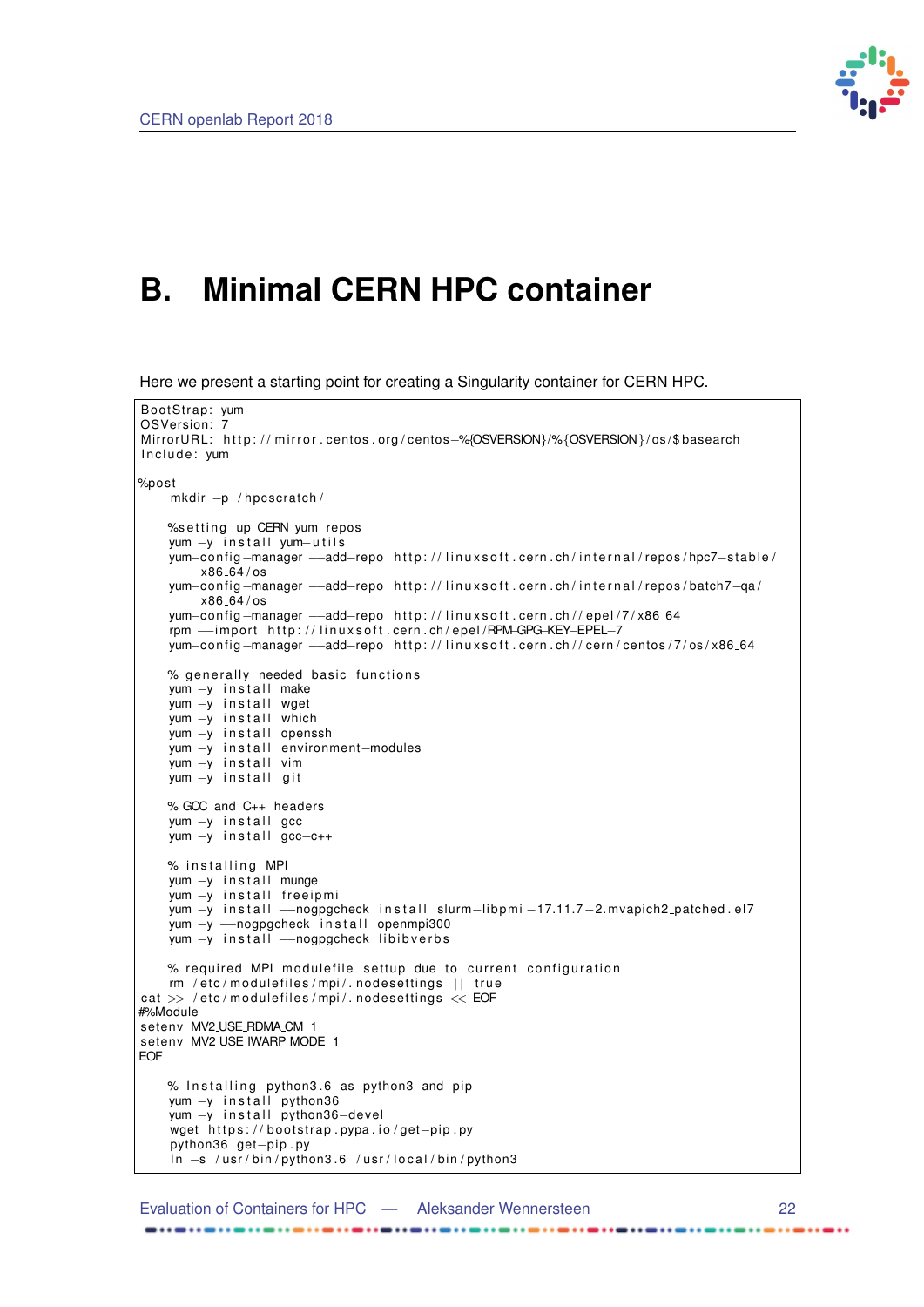# B. Minimal CERN HPC container

Here we present a starting point for creating a Singularity container for CERN HPC.

```
BootStrap: yum
OSVersion: 7
MirrorURL: http://mirror.centos.org/centos-%{OSVERSION}/%{OSVERSION}/os/$basearch
Include: yum

%post
    mkdir -p /hpcscratch/

    %setting up CERN yum repos
    yum -y install yum-utils
    yum-config-manager --add-repo http://linuxsoft.cern.ch/internal/repos/hpc7-stable/
        x86_64/os
    yum-config-manager --add-repo http://linuxsoft.cern.ch/internal/repos/batch7-qa/
        x86_64/os
    yum-config-manager --add-repo http://linuxsoft.cern.ch//epel/7/x86_64
    rpm --import http://linuxsoft.cern.ch/epel/RPM-GPG-KEY-EPEL-7
    yum-config-manager --add-repo http://linuxsoft.cern.ch//cern/centos/7/os/x86_64

    % generally needed basic functions
    yum -y install make
    yum -y install wget
    yum -y install which
    yum -y install openssh
    yum -y install environment-modules
    yum -y install vim
    yum -y install git

    % GCC and C++ headers
    yum -y install gcc
    yum -y install gcc-c++

    % installing MPI
    yum -y install munge
    yum -y install freeipmi
    yum -y install --nogpgcheck install slurm-libpmi-17.11.7-2.mvapich2_patched.el7
    yum -y --nogpgcheck install openmpi300
    yum -y install --nogpgcheck libibverbs

    % required MPI modulefile settup due to current configuration
    rm /etc/modulefiles/mpi/.nodesettings || true
cat >> /etc/modulefiles/mpi/.nodesettings << EOF
#%Module
setenv MV2_USE_RDMA_CM 1
setenv MV2_USE_IWARP_MODE 1
EOF

    % Installing python3.6 as python3 and pip
    yum -y install python36
    yum -y install python36-devel
    wget https://bootstrap.pypa.io/get-pip.py
    python36 get-pip.py
    ln -s /usr/bin/python3.6 /usr/local/bin/python3
```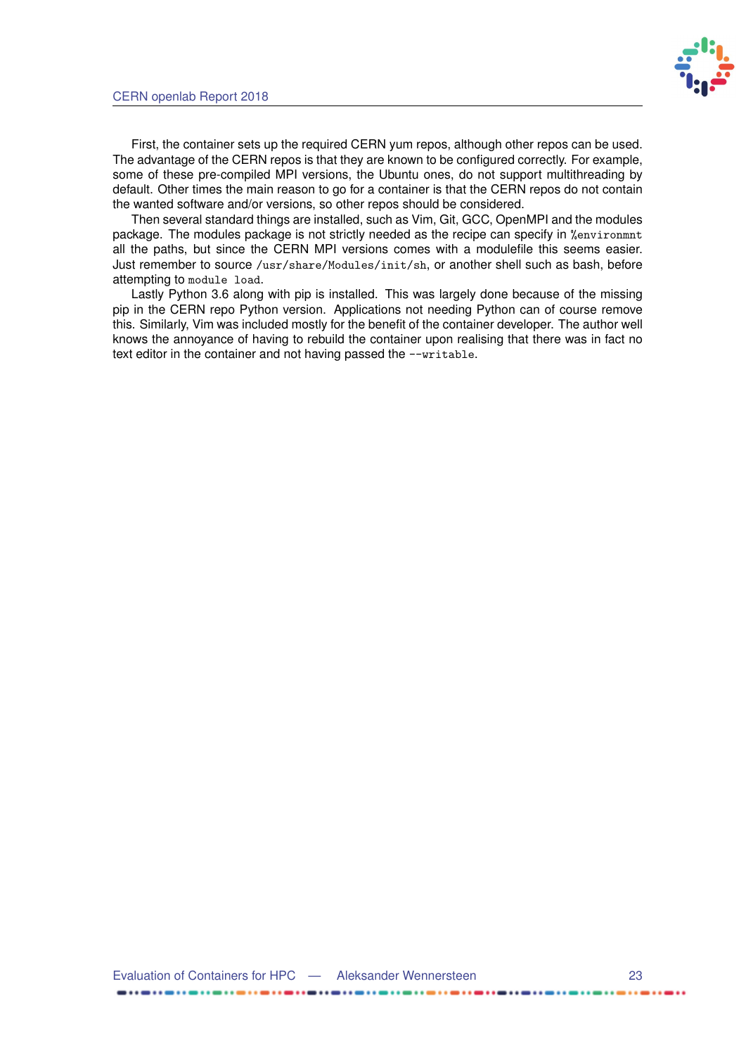First, the container sets up the required CERN yum repos, although other repos can be used. The advantage of the CERN repos is that they are known to be configured correctly. For example, some of these pre-compiled MPI versions, the Ubuntu ones, do not support multithreading by default. Other times the main reason to go for a container is that the CERN repos do not contain the wanted software and/or versions, so other repos should be considered.

Then several standard things are installed, such as Vim, Git, GCC, OpenMPI and the modules package. The modules package is not strictly needed as the recipe can specify in `%environmnt` all the paths, but since the CERN MPI versions comes with a modulefile this seems easier. Just remember to source `/usr/share/Modules/init/sh`, or another shell such as bash, before attempting to `module load`.

Lastly Python 3.6 along with pip is installed. This was largely done because of the missing pip in the CERN repo Python version. Applications not needing Python can of course remove this. Similarly, Vim was included mostly for the benefit of the container developer. The author well knows the annoyance of having to rebuild the container upon realising that there was in fact no text editor in the container and not having passed the `--writable`.